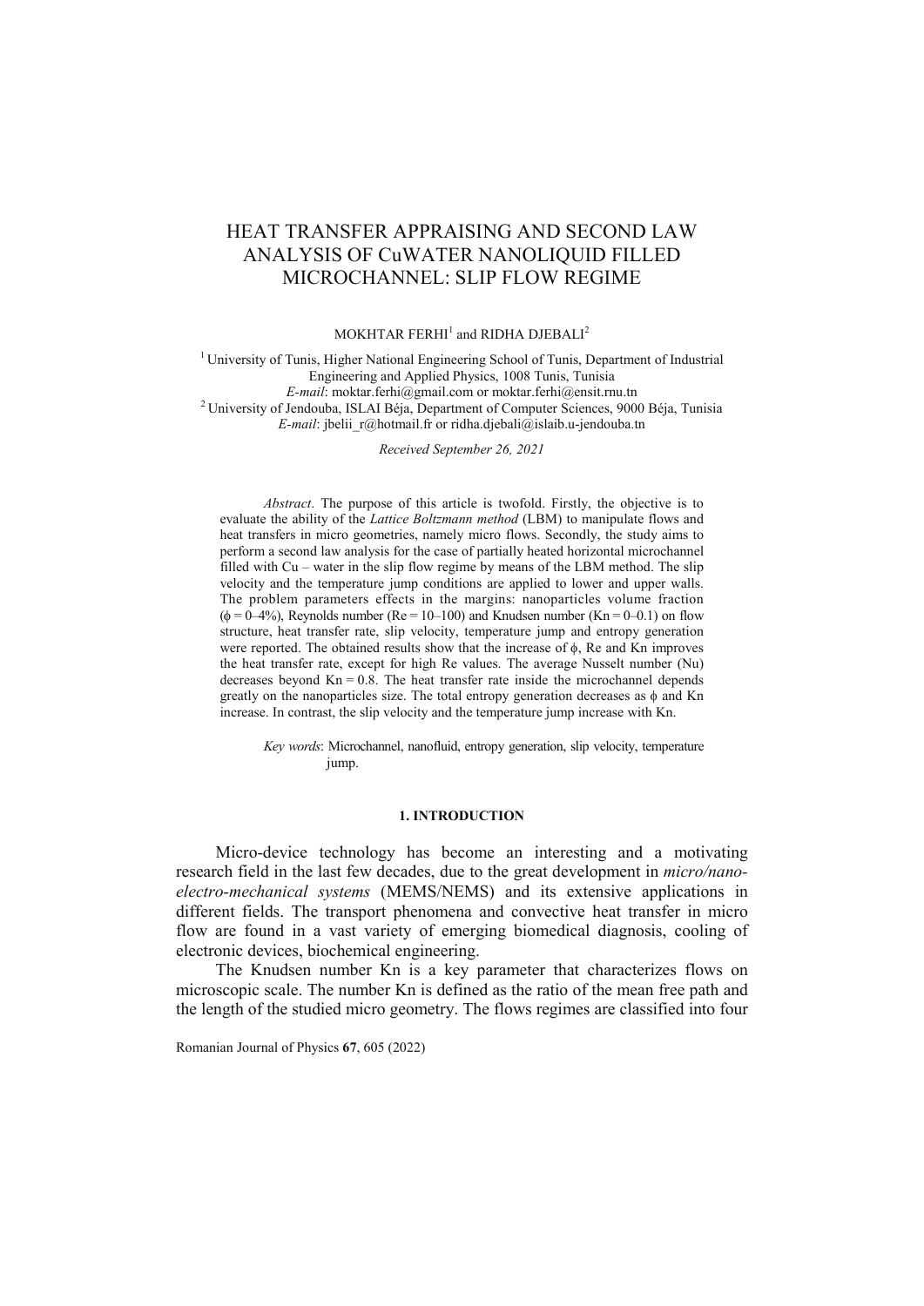# HEAT TRANSFER APPRAISING AND SECOND LAW ANALYSIS OF CuWATER NANOLIQUID FILLED MICROCHANNEL: SLIP FLOW REGIME

MOKHTAR FERHI[1] and RIDHA DJEBALI[2]

[1] University of Tunis, Higher National Engineering School of Tunis, Department of Industrial Engineering and Applied Physics, 1008 Tunis, Tunisia
*E-mail*: moktar.ferhi@gmail.com or moktar.ferhi@ensit.rnu.tn
[2] University of Jendouba, ISLAI Béja, Department of Computer Sciences, 9000 Béja, Tunisia
*E-mail*: jbelii_r@hotmail.fr or ridha.djebali@islaib.u-jendouba.tn

*Received September 26, 2021*

*Abstract*. The purpose of this article is twofold. Firstly, the objective is to evaluate the ability of the *Lattice Boltzmann method* (LBM) to manipulate flows and heat transfers in micro geometries, namely micro flows. Secondly, the study aims to perform a second law analysis for the case of partially heated horizontal microchannel filled with Cu – water in the slip flow regime by means of the LBM method. The slip velocity and the temperature jump conditions are applied to lower and upper walls. The problem parameters effects in the margins: nanoparticles volume fraction ($\phi$ = 0–4%), Reynolds number (Re = 10–100) and Knudsen number (Kn = 0–0.1) on flow structure, heat transfer rate, slip velocity, temperature jump and entropy generation were reported. The obtained results show that the increase of $\phi$, Re and Kn improves the heat transfer rate, except for high Re values. The average Nusselt number (Nu) decreases beyond Kn = 0.8. The heat transfer rate inside the microchannel depends greatly on the nanoparticles size. The total entropy generation decreases as $\phi$ and Kn increase. In contrast, the slip velocity and the temperature jump increase with Kn.

*Key words*: Microchannel, nanofluid, entropy generation, slip velocity, temperature jump.

## 1. INTRODUCTION

Micro-device technology has become an interesting and a motivating research field in the last few decades, due to the great development in *micro/nano-electro-mechanical systems* (MEMS/NEMS) and its extensive applications in different fields. The transport phenomena and convective heat transfer in micro flow are found in a vast variety of emerging biomedical diagnosis, cooling of electronic devices, biochemical engineering.

The Knudsen number Kn is a key parameter that characterizes flows on microscopic scale. The number Kn is defined as the ratio of the mean free path and the length of the studied micro geometry. The flows regimes are classified into four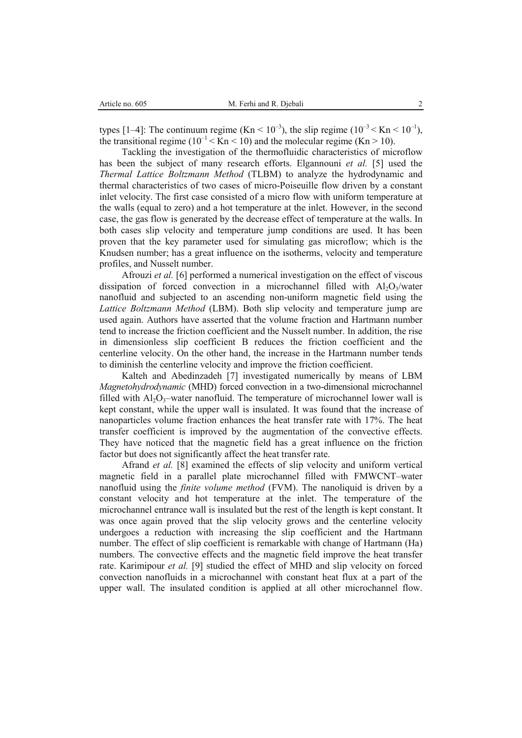types [1–4]: The continuum regime ($Kn < 10^{-3}$), the slip regime ($10^{-3} < Kn < 10^{-1}$), the transitional regime ($10^{-1} < Kn < 10$) and the molecular regime ($Kn > 10$).

Tackling the investigation of the thermofluidic characteristics of microflow has been the subject of many research efforts. Elgannouni *et al.* [5] used the *Thermal Lattice Boltzmann Method* (TLBM) to analyze the hydrodynamic and thermal characteristics of two cases of micro-Poiseuille flow driven by a constant inlet velocity. The first case consisted of a micro flow with uniform temperature at the walls (equal to zero) and a hot temperature at the inlet. However, in the second case, the gas flow is generated by the decrease effect of temperature at the walls. In both cases slip velocity and temperature jump conditions are used. It has been proven that the key parameter used for simulating gas microflow; which is the Knudsen number; has a great influence on the isotherms, velocity and temperature profiles, and Nusselt number.

Afrouzi *et al.* [6] performed a numerical investigation on the effect of viscous dissipation of forced convection in a microchannel filled with $Al_2O_3$/water nanofluid and subjected to an ascending non-uniform magnetic field using the *Lattice Boltzmann Method* (LBM). Both slip velocity and temperature jump are used again. Authors have asserted that the volume fraction and Hartmann number tend to increase the friction coefficient and the Nusselt number. In addition, the rise in dimensionless slip coefficient B reduces the friction coefficient and the centerline velocity. On the other hand, the increase in the Hartmann number tends to diminish the centerline velocity and improve the friction coefficient.

Kalteh and Abedinzadeh [7] investigated numerically by means of LBM *Magnetohydrodynamic* (MHD) forced convection in a two-dimensional microchannel filled with $Al_2O_3$–water nanofluid. The temperature of microchannel lower wall is kept constant, while the upper wall is insulated. It was found that the increase of nanoparticles volume fraction enhances the heat transfer rate with 17%. The heat transfer coefficient is improved by the augmentation of the convective effects. They have noticed that the magnetic field has a great influence on the friction factor but does not significantly affect the heat transfer rate.

Afrand *et al.* [8] examined the effects of slip velocity and uniform vertical magnetic field in a parallel plate microchannel filled with FMWCNT–water nanofluid using the *finite volume method* (FVM). The nanoliquid is driven by a constant velocity and hot temperature at the inlet. The temperature of the microchannel entrance wall is insulated but the rest of the length is kept constant. It was once again proved that the slip velocity grows and the centerline velocity undergoes a reduction with increasing the slip coefficient and the Hartmann number. The effect of slip coefficient is remarkable with change of Hartmann (Ha) numbers. The convective effects and the magnetic field improve the heat transfer rate. Karimipour *et al.* [9] studied the effect of MHD and slip velocity on forced convection nanofluids in a microchannel with constant heat flux at a part of the upper wall. The insulated condition is applied at all other microchannel flow.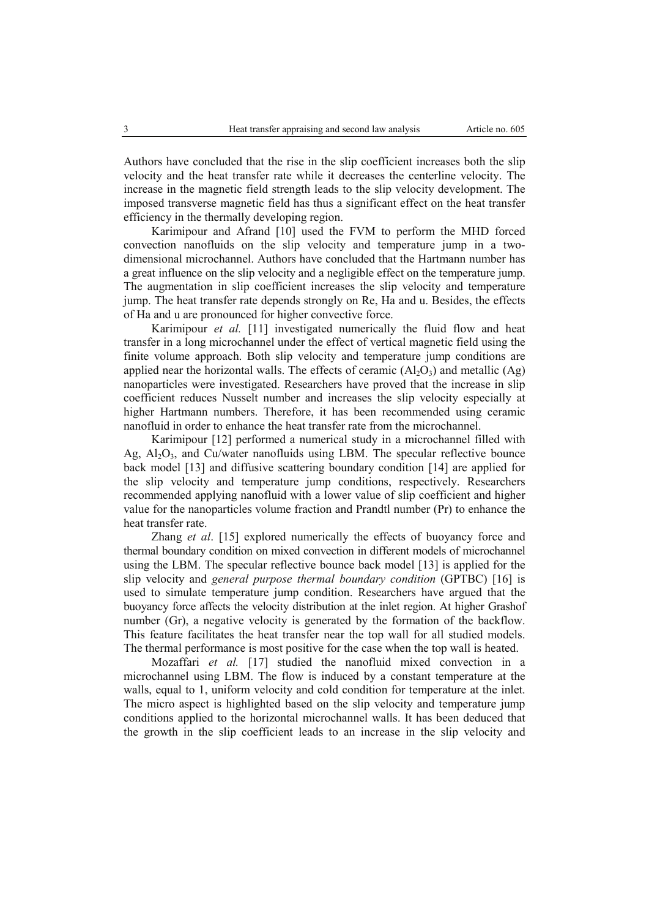Authors have concluded that the rise in the slip coefficient increases both the slip velocity and the heat transfer rate while it decreases the centerline velocity. The increase in the magnetic field strength leads to the slip velocity development. The imposed transverse magnetic field has thus a significant effect on the heat transfer efficiency in the thermally developing region.

Karimipour and Afrand [10] used the FVM to perform the MHD forced convection nanofluids on the slip velocity and temperature jump in a two-dimensional microchannel. Authors have concluded that the Hartmann number has a great influence on the slip velocity and a negligible effect on the temperature jump. The augmentation in slip coefficient increases the slip velocity and temperature jump. The heat transfer rate depends strongly on Re, Ha and u. Besides, the effects of Ha and u are pronounced for higher convective force.

Karimipour *et al.* [11] investigated numerically the fluid flow and heat transfer in a long microchannel under the effect of vertical magnetic field using the finite volume approach. Both slip velocity and temperature jump conditions are applied near the horizontal walls. The effects of ceramic ($Al_2O_3$) and metallic (Ag) nanoparticles were investigated. Researchers have proved that the increase in slip coefficient reduces Nusselt number and increases the slip velocity especially at higher Hartmann numbers. Therefore, it has been recommended using ceramic nanofluid in order to enhance the heat transfer rate from the microchannel.

Karimipour [12] performed a numerical study in a microchannel filled with Ag, $Al_2O_3$, and Cu/water nanofluids using LBM. The specular reflective bounce back model [13] and diffusive scattering boundary condition [14] are applied for the slip velocity and temperature jump conditions, respectively. Researchers recommended applying nanofluid with a lower value of slip coefficient and higher value for the nanoparticles volume fraction and Prandtl number (Pr) to enhance the heat transfer rate.

Zhang *et al*. [15] explored numerically the effects of buoyancy force and thermal boundary condition on mixed convection in different models of microchannel using the LBM. The specular reflective bounce back model [13] is applied for the slip velocity and *general purpose thermal boundary condition* (GPTBC) [16] is used to simulate temperature jump condition. Researchers have argued that the buoyancy force affects the velocity distribution at the inlet region. At higher Grashof number (Gr), a negative velocity is generated by the formation of the backflow. This feature facilitates the heat transfer near the top wall for all studied models. The thermal performance is most positive for the case when the top wall is heated.

Mozaffari *et al.* [17] studied the nanofluid mixed convection in a microchannel using LBM. The flow is induced by a constant temperature at the walls, equal to 1, uniform velocity and cold condition for temperature at the inlet. The micro aspect is highlighted based on the slip velocity and temperature jump conditions applied to the horizontal microchannel walls. It has been deduced that the growth in the slip coefficient leads to an increase in the slip velocity and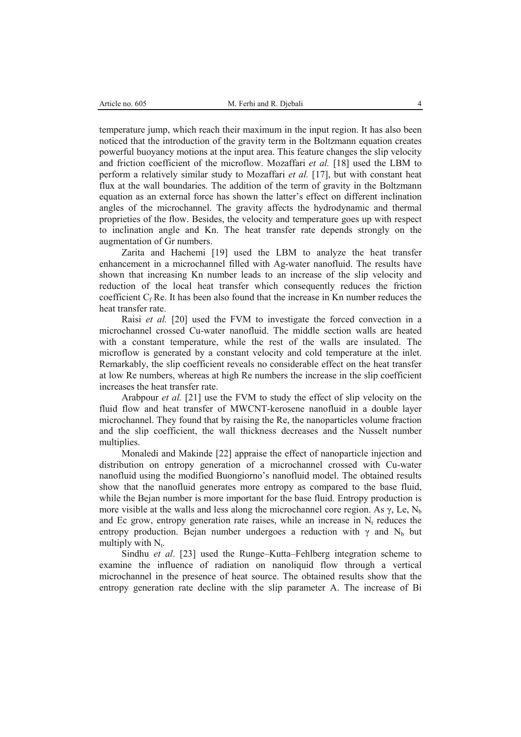temperature jump, which reach their maximum in the input region. It has also been noticed that the introduction of the gravity term in the Boltzmann equation creates powerful buoyancy motions at the input area. This feature changes the slip velocity and friction coefficient of the microflow. Mozaffari *et al.* [18] used the LBM to perform a relatively similar study to Mozaffari *et al.* [17], but with constant heat flux at the wall boundaries. The addition of the term of gravity in the Boltzmann equation as an external force has shown the latter's effect on different inclination angles of the microchannel. The gravity affects the hydrodynamic and thermal proprieties of the flow. Besides, the velocity and temperature goes up with respect to inclination angle and Kn. The heat transfer rate depends strongly on the augmentation of Gr numbers.

Zarita and Hachemi [19] used the LBM to analyze the heat transfer enhancement in a microchannel filled with Ag-water nanofluid. The results have shown that increasing Kn number leads to an increase of the slip velocity and reduction of the local heat transfer which consequently reduces the friction coefficient $C_f$ Re. It has been also found that the increase in Kn number reduces the heat transfer rate.

Raisi *et al.* [20] used the FVM to investigate the forced convection in a microchannel crossed Cu-water nanofluid. The middle section walls are heated with a constant temperature, while the rest of the walls are insulated. The microflow is generated by a constant velocity and cold temperature at the inlet. Remarkably, the slip coefficient reveals no considerable effect on the heat transfer at low Re numbers, whereas at high Re numbers the increase in the slip coefficient increases the heat transfer rate.

Arabpour *et al.* [21] use the FVM to study the effect of slip velocity on the fluid flow and heat transfer of MWCNT-kerosene nanofluid in a double layer microchannel. They found that by raising the Re, the nanoparticles volume fraction and the slip coefficient, the wall thickness decreases and the Nusselt number multiplies.

Monaledi and Makinde [22] appraise the effect of nanoparticle injection and distribution on entropy generation of a microchannel crossed with Cu-water nanofluid using the modified Buongiorno's nanofluid model. The obtained results show that the nanofluid generates more entropy as compared to the base fluid, while the Bejan number is more important for the base fluid. Entropy production is more visible at the walls and less along the microchannel core region. As $\gamma$, Le, $N_b$ and Ec grow, entropy generation rate raises, while an increase in $N_t$ reduces the entropy production. Bejan number undergoes a reduction with $\gamma$ and $N_b$ but multiply with $N_t$.

Sindhu *et al*. [23] used the Runge–Kutta–Fehlberg integration scheme to examine the influence of radiation on nanoliquid flow through a vertical microchannel in the presence of heat source. The obtained results show that the entropy generation rate decline with the slip parameter A. The increase of Bi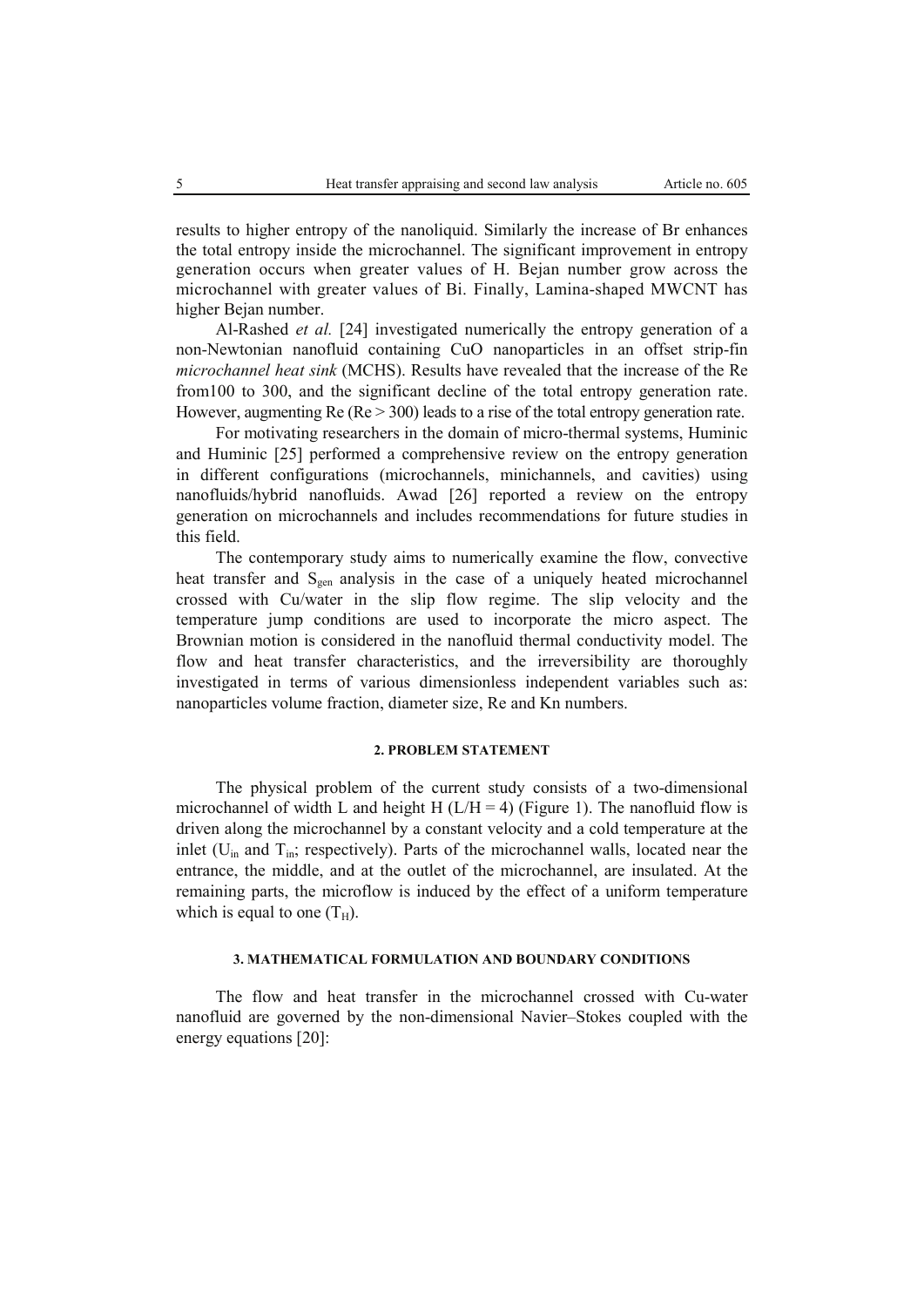results to higher entropy of the nanoliquid. Similarly the increase of Br enhances the total entropy inside the microchannel. The significant improvement in entropy generation occurs when greater values of H. Bejan number grow across the microchannel with greater values of Bi. Finally, Lamina-shaped MWCNT has higher Bejan number.

Al-Rashed *et al.* [24] investigated numerically the entropy generation of a non-Newtonian nanofluid containing CuO nanoparticles in an offset strip-fin *microchannel heat sink* (MCHS). Results have revealed that the increase of the Re from100 to 300, and the significant decline of the total entropy generation rate. However, augmenting Re (Re > 300) leads to a rise of the total entropy generation rate.

For motivating researchers in the domain of micro-thermal systems, Huminic and Huminic [25] performed a comprehensive review on the entropy generation in different configurations (microchannels, minichannels, and cavities) using nanofluids/hybrid nanofluids. Awad [26] reported a review on the entropy generation on microchannels and includes recommendations for future studies in this field.

The contemporary study aims to numerically examine the flow, convective heat transfer and $S_{gen}$ analysis in the case of a uniquely heated microchannel crossed with Cu/water in the slip flow regime. The slip velocity and the temperature jump conditions are used to incorporate the micro aspect. The Brownian motion is considered in the nanofluid thermal conductivity model. The flow and heat transfer characteristics, and the irreversibility are thoroughly investigated in terms of various dimensionless independent variables such as: nanoparticles volume fraction, diameter size, Re and Kn numbers.

## 2. PROBLEM STATEMENT

The physical problem of the current study consists of a two-dimensional microchannel of width L and height H ($L/H = 4$) (Figure 1). The nanofluid flow is driven along the microchannel by a constant velocity and a cold temperature at the inlet ($U_{in}$ and $T_{in}$; respectively). Parts of the microchannel walls, located near the entrance, the middle, and at the outlet of the microchannel, are insulated. At the remaining parts, the microflow is induced by the effect of a uniform temperature which is equal to one ($T_H$).

## 3. MATHEMATICAL FORMULATION AND BOUNDARY CONDITIONS

The flow and heat transfer in the microchannel crossed with Cu-water nanofluid are governed by the non-dimensional Navier–Stokes coupled with the energy equations [20]: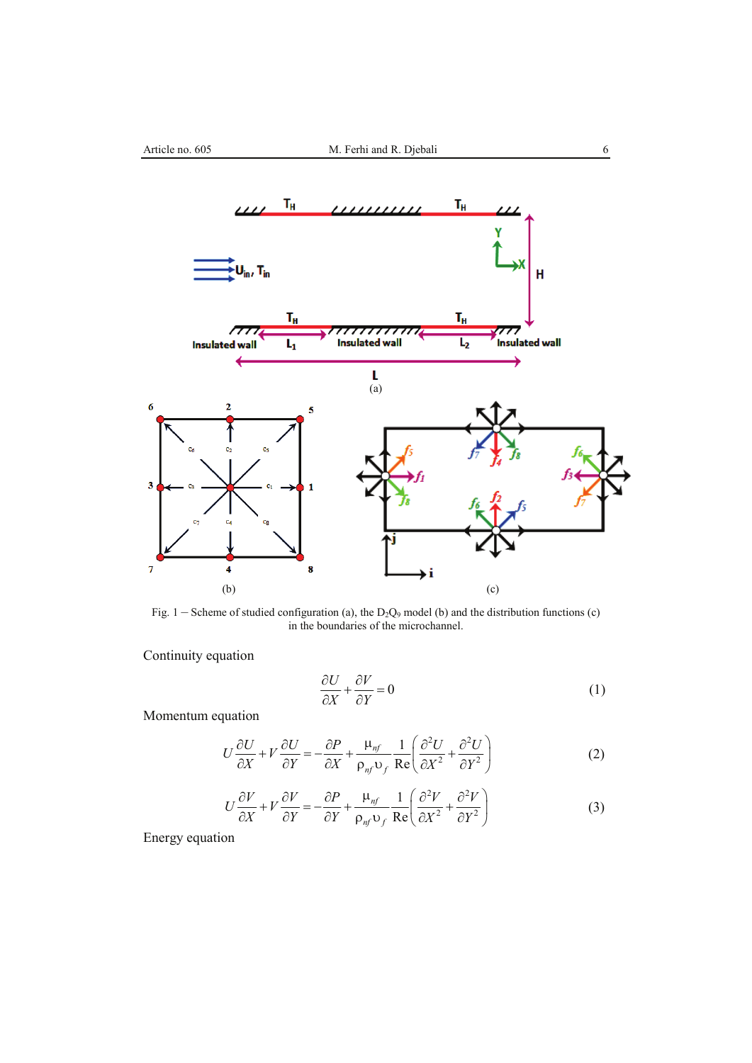Fig. 1 – Scheme of studied configuration (a), the $D_2Q_9$ model (b) and the distribution functions (c) in the boundaries of the microchannel.

Continuity equation

$$\frac{\partial U}{\partial X}+\frac{\partial V}{\partial Y}=0 \tag{1}$$

Momentum equation

$$U\frac{\partial U}{\partial X}+V\frac{\partial U}{\partial Y}=-\frac{\partial P}{\partial X}+\frac{\mu_{nf}}{\rho_{nf}\upsilon_f}\frac{1}{\mathrm{Re}}\left(\frac{\partial^2 U}{\partial X^2}+\frac{\partial^2 U}{\partial Y^2}\right) \tag{2}$$

$$U\frac{\partial V}{\partial X}+V\frac{\partial V}{\partial Y}=-\frac{\partial P}{\partial Y}+\frac{\mu_{nf}}{\rho_{nf}\upsilon_f}\frac{1}{\mathrm{Re}}\left(\frac{\partial^2 V}{\partial X^2}+\frac{\partial^2 V}{\partial Y^2}\right) \tag{3}$$

Energy equation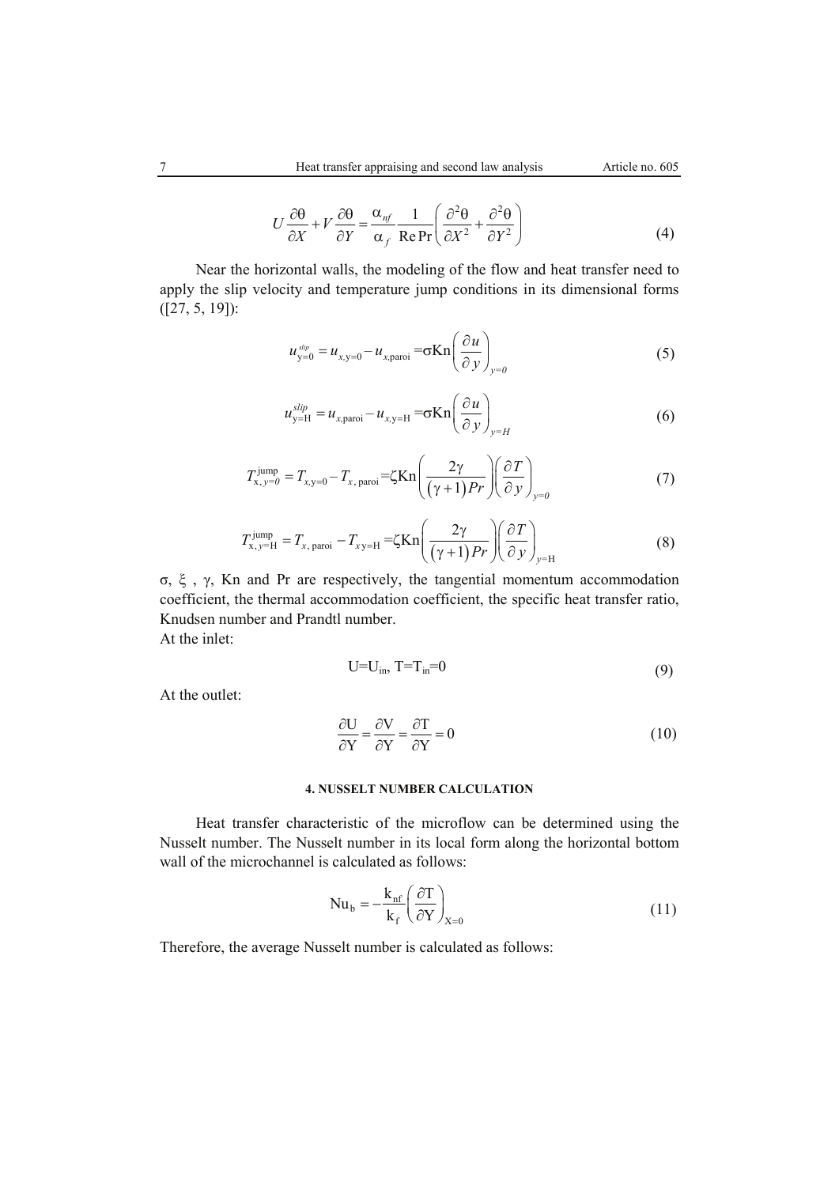$$U\frac{\partial\theta}{\partial X}+V\frac{\partial\theta}{\partial Y}=\frac{\alpha_{nf}}{\alpha_f}\frac{1}{\mathrm{Re}\,\mathrm{Pr}}\left(\frac{\partial^2\theta}{\partial X^2}+\frac{\partial^2\theta}{\partial Y^2}\right) \tag{4}$$

Near the horizontal walls, the modeling of the flow and heat transfer need to apply the slip velocity and temperature jump conditions in its dimensional forms ([27, 5, 19]):

$$u_{\mathrm{y=0}}^{slip}=u_{x,\mathrm{y=0}}-u_{x,\mathrm{paroi}}=\sigma\mathrm{Kn}\left(\frac{\partial u}{\partial y}\right)_{y=0} \tag{5}$$

$$u_{\mathrm{y=H}}^{slip}=u_{x,\mathrm{paroi}}-u_{x,\mathrm{y=H}}=\sigma\mathrm{Kn}\left(\frac{\partial u}{\partial y}\right)_{y=H} \tag{6}$$

$$T_{\mathrm{x},y=0}^{\mathrm{jump}}=T_{x,\mathrm{y=0}}-T_{x,\,\mathrm{paroi}}=\zeta\mathrm{Kn}\left(\frac{2\gamma}{(\gamma+1)Pr}\right)\left(\frac{\partial T}{\partial y}\right)_{y=0} \tag{7}$$

$$T_{\mathrm{x},y=\mathrm{H}}^{\mathrm{jump}}=T_{x,\,\mathrm{paroi}}-T_{x\,\mathrm{y=H}}=\zeta\mathrm{Kn}\left(\frac{2\gamma}{(\gamma+1)Pr}\right)\left(\frac{\partial T}{\partial y}\right)_{y=\mathrm{H}} \tag{8}$$

$\sigma$, $\xi$ , $\gamma$, Kn and Pr are respectively, the tangential momentum accommodation coefficient, the thermal accommodation coefficient, the specific heat transfer ratio, Knudsen number and Prandtl number.

At the inlet:

$$\mathrm{U}=\mathrm{U}_{\mathrm{in}},\ \mathrm{T}=\mathrm{T}_{\mathrm{in}}=0 \tag{9}$$

At the outlet:

$$\frac{\partial\mathrm{U}}{\partial\mathrm{Y}}=\frac{\partial\mathrm{V}}{\partial\mathrm{Y}}=\frac{\partial\mathrm{T}}{\partial\mathrm{Y}}=0 \tag{10}$$

## 4. NUSSELT NUMBER CALCULATION

Heat transfer characteristic of the microflow can be determined using the Nusselt number. The Nusselt number in its local form along the horizontal bottom wall of the microchannel is calculated as follows:

$$\mathrm{Nu_b}=-\frac{\mathrm{k_{nf}}}{\mathrm{k_f}}\left(\frac{\partial\mathrm{T}}{\partial\mathrm{Y}}\right)_{\mathrm{X=0}} \tag{11}$$

Therefore, the average Nusselt number is calculated as follows: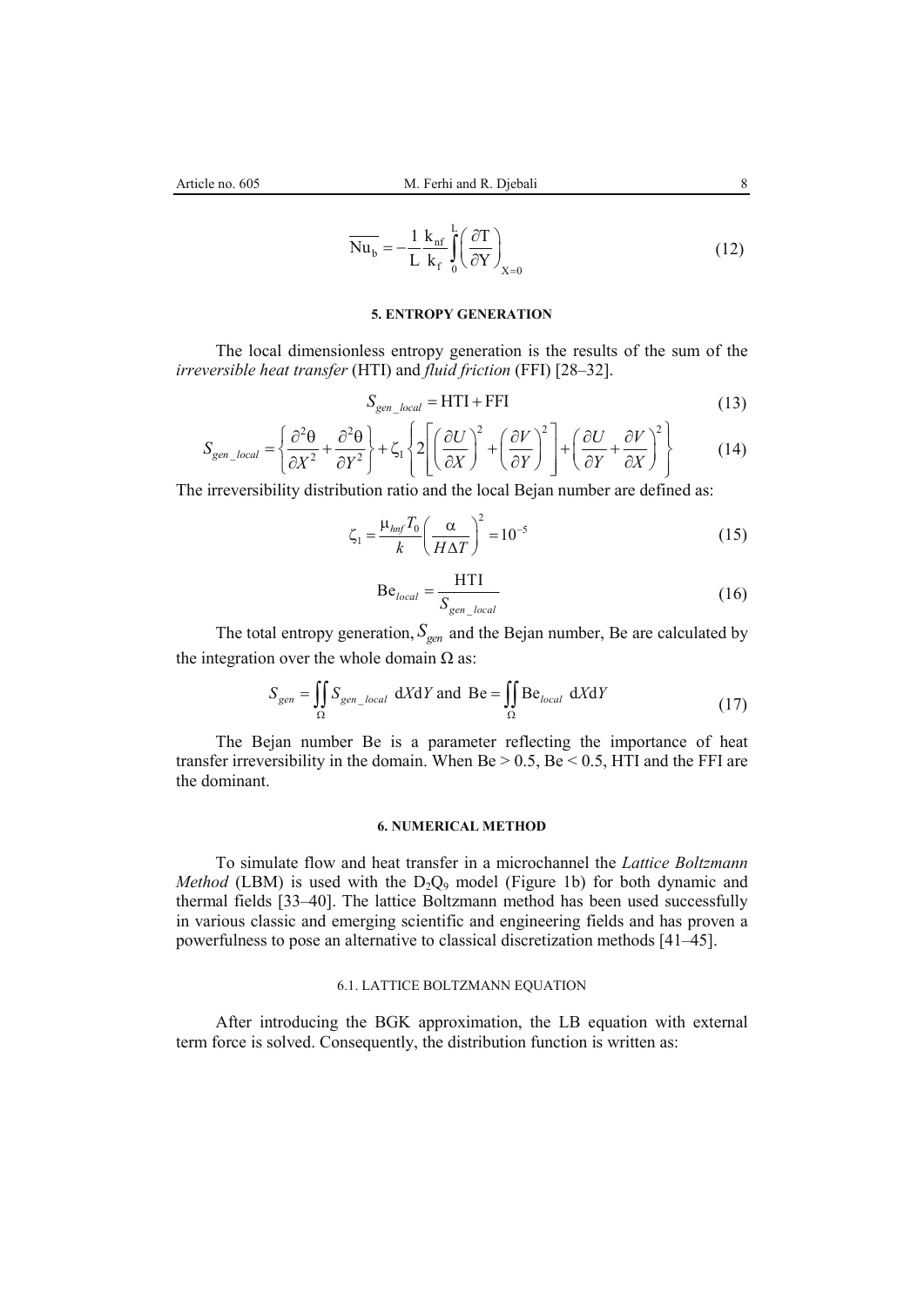$$\overline{\mathrm{Nu_b}} = -\frac{1}{\mathrm{L}}\frac{\mathrm{k_{nf}}}{\mathrm{k_f}}\int_0^{\mathrm{L}}\left(\frac{\partial \mathrm{T}}{\partial \mathrm{Y}}\right)_{\mathrm{X}=0} \tag{12}$$

## 5. ENTROPY GENERATION

The local dimensionless entropy generation is the results of the sum of the *irreversible heat transfer* (HTI) and *fluid friction* (FFI) [28–32].

$$S_{gen\_local} = \mathrm{HTI} + \mathrm{FFI} \tag{13}$$

$$S_{gen\_local} = \left\{\frac{\partial^2\theta}{\partial X^2} + \frac{\partial^2\theta}{\partial Y^2}\right\} + \zeta_1\left\{2\left[\left(\frac{\partial U}{\partial X}\right)^2 + \left(\frac{\partial V}{\partial Y}\right)^2\right] + \left(\frac{\partial U}{\partial Y} + \frac{\partial V}{\partial X}\right)^2\right\} \tag{14}$$

The irreversibility distribution ratio and the local Bejan number are defined as:

$$\zeta_1 = \frac{\mu_{hnf}T_0}{k}\left(\frac{\alpha}{H\Delta T}\right)^2 = 10^{-5} \tag{15}$$

$$\mathrm{Be}_{local} = \frac{\mathrm{HTI}}{S_{gen\_local}} \tag{16}$$

The total entropy generation, $S_{gen}$ and the Bejan number, Be are calculated by the integration over the whole domain Ω as:

$$S_{gen} = \iint_{\Omega} S_{gen\_local}\ \mathrm{d}X\mathrm{d}Y \text{ and } \mathrm{Be} = \iint_{\Omega} \mathrm{Be}_{local}\ \mathrm{d}X\mathrm{d}Y \tag{17}$$

The Bejan number Be is a parameter reflecting the importance of heat transfer irreversibility in the domain. When Be > 0.5, Be < 0.5, HTI and the FFI are the dominant.

## 6. NUMERICAL METHOD

To simulate flow and heat transfer in a microchannel the *Lattice Boltzmann Method* (LBM) is used with the $D_2Q_9$ model (Figure 1b) for both dynamic and thermal fields [33–40]. The lattice Boltzmann method has been used successfully in various classic and emerging scientific and engineering fields and has proven a powerfulness to pose an alternative to classical discretization methods [41–45].

### 6.1. LATTICE BOLTZMANN EQUATION

After introducing the BGK approximation, the LB equation with external term force is solved. Consequently, the distribution function is written as: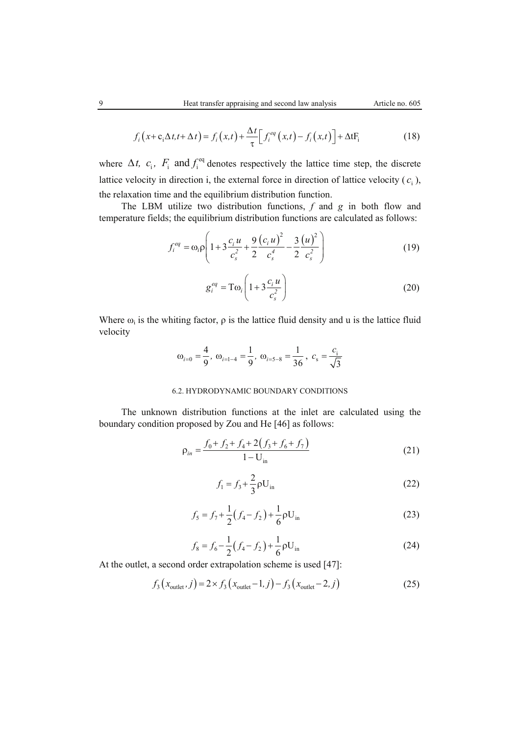$$f_i\left(x+c_i\Delta t, t+\Delta t\right)=f_i\left(x,t\right)+\frac{\Delta t}{\tau}\left[f_i^{eq}\left(x,t\right)-f_i\left(x,t\right)\right]+\Delta t F_i \tag{18}$$

where $\Delta t,\ c_i,\ F_i$ and $f_i^{eq}$ denotes respectively the lattice time step, the discrete lattice velocity in direction i, the external force in direction of lattice velocity ($c_i$), the relaxation time and the equilibrium distribution function.

The LBM utilize two distribution functions, $f$ and $g$ in both flow and temperature fields; the equilibrium distribution functions are calculated as follows:

$$f_i^{eq}=\omega_i\rho\left(1+3\frac{c_i u}{c_s^2}+\frac{9}{2}\frac{\left(c_i u\right)^2}{c_s^4}-\frac{3}{2}\frac{\left(u\right)^2}{c_s^2}\right) \tag{19}$$

$$g_i^{eq}=T\omega_i\left(1+3\frac{c_i u}{c_s^2}\right) \tag{20}$$

Where $\omega_i$ is the whiting factor, $\rho$ is the lattice fluid density and u is the lattice fluid velocity

$$\omega_{i=0}=\frac{4}{9},\ \omega_{i=1-4}=\frac{1}{9},\ \omega_{i=5-8}=\frac{1}{36},\ c_s=\frac{c_i}{\sqrt{3}}$$

### 6.2. HYDRODYNAMIC BOUNDARY CONDITIONS

The unknown distribution functions at the inlet are calculated using the boundary condition proposed by Zou and He [46] as follows:

$$\rho_{in}=\frac{f_0+f_2+f_4+2\left(f_3+f_6+f_7\right)}{1-U_{in}} \tag{21}$$

$$f_1=f_3+\frac{2}{3}\rho U_{in} \tag{22}$$

$$f_5=f_7+\frac{1}{2}\left(f_4-f_2\right)+\frac{1}{6}\rho U_{in} \tag{23}$$

$$f_8=f_6-\frac{1}{2}\left(f_4-f_2\right)+\frac{1}{6}\rho U_{in} \tag{24}$$

At the outlet, a second order extrapolation scheme is used [47]:

$$f_3\left(x_{outlet},j\right)=2\times f_3\left(x_{outlet}-1,j\right)-f_3\left(x_{outlet}-2,j\right) \tag{25}$$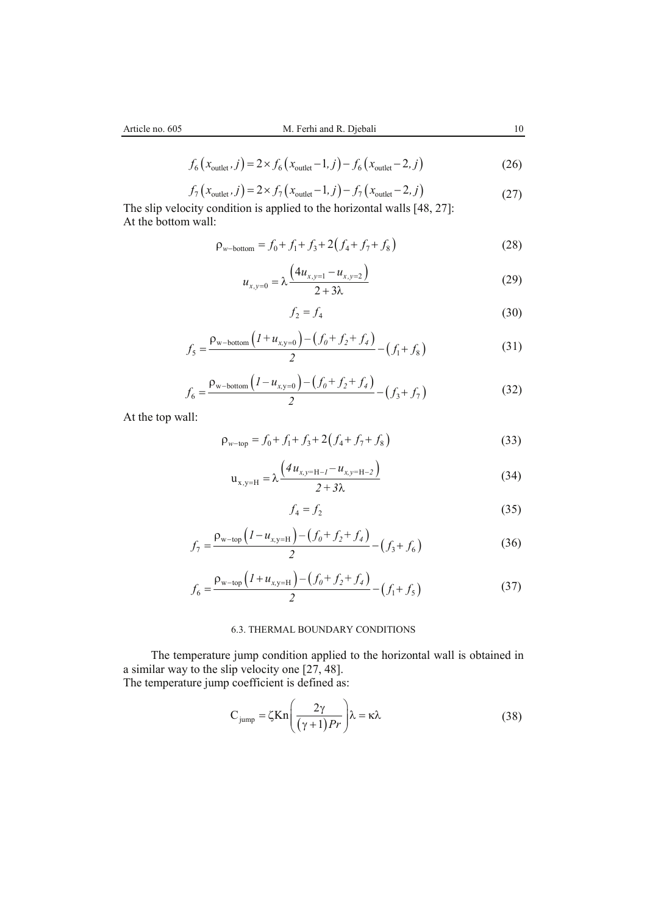$$f_6\left(x_{\text{outlet}}, j\right) = 2 \times f_6\left(x_{\text{outlet}} - 1, j\right) - f_6\left(x_{\text{outlet}} - 2, j\right) \tag{26}$$

$$f_7\left(x_{\text{outlet}}, j\right) = 2 \times f_7\left(x_{\text{outlet}} - 1, j\right) - f_7\left(x_{\text{outlet}} - 2, j\right) \tag{27}$$

The slip velocity condition is applied to the horizontal walls [48, 27]:
At the bottom wall:

$$\rho_{w-\text{bottom}} = f_0 + f_1 + f_3 + 2\left(f_4 + f_7 + f_8\right) \tag{28}$$

$$u_{x,y=0} = \lambda \frac{\left(4u_{x,y=1} - u_{x,y=2}\right)}{2 + 3\lambda} \tag{29}$$

$$f_2 = f_4 \tag{30}$$

$$f_5 = \frac{\rho_{\text{w}-\text{bottom}}\left(1 + u_{x,\text{y}=0}\right) - \left(f_0 + f_2 + f_4\right)}{2} - \left(f_1 + f_8\right) \tag{31}$$

$$f_6 = \frac{\rho_{\text{w}-\text{bottom}}\left(1 - u_{x,\text{y}=0}\right) - \left(f_0 + f_2 + f_4\right)}{2} - \left(f_3 + f_7\right) \tag{32}$$

At the top wall:

$$\rho_{w-\text{top}} = f_0 + f_1 + f_3 + 2\left(f_4 + f_7 + f_8\right) \tag{33}$$

$$\text{u}_{\text{x,y=H}} = \lambda \frac{\left(4u_{x,y=\text{H}-1} - u_{x,y=\text{H}-2}\right)}{2 + 3\lambda} \tag{34}$$

$$f_4 = f_2 \tag{35}$$

$$f_7 = \frac{\rho_{\text{w}-\text{top}}\left(1 - u_{x,\text{y=H}}\right) - \left(f_0 + f_2 + f_4\right)}{2} - \left(f_3 + f_6\right) \tag{36}$$

$$f_6 = \frac{\rho_{\text{w}-\text{top}}\left(1 + u_{x,\text{y=H}}\right) - \left(f_0 + f_2 + f_4\right)}{2} - \left(f_1 + f_5\right) \tag{37}$$

### 6.3. THERMAL BOUNDARY CONDITIONS

The temperature jump condition applied to the horizontal wall is obtained in a similar way to the slip velocity one [27, 48].
The temperature jump coefficient is defined as:

$$\text{C}_{\text{jump}} = \zeta \text{Kn}\left(\frac{2\gamma}{\left(\gamma + 1\right)Pr}\right)\lambda = \kappa\lambda \tag{38}$$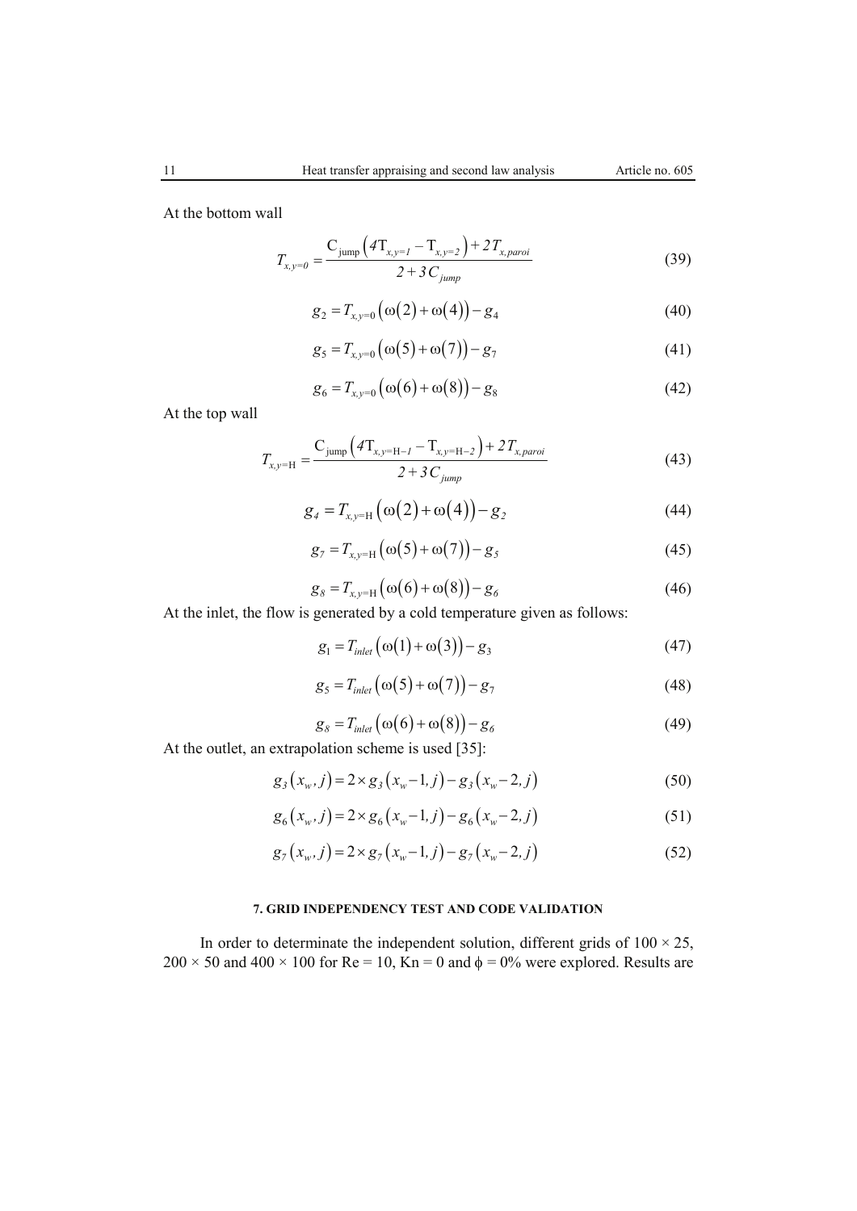At the bottom wall

$$T_{x,y=0} = \frac{C_{\text{jump}}\left(4T_{x,y=1} - T_{x,y=2}\right) + 2T_{x,paroi}}{2 + 3C_{jump}} \tag{39}$$

$$g_2 = T_{x,y=0}\left(\omega(2) + \omega(4)\right) - g_4 \tag{40}$$

$$g_5 = T_{x,y=0}\left(\omega(5) + \omega(7)\right) - g_7 \tag{41}$$

$$g_6 = T_{x,y=0}\left(\omega(6) + \omega(8)\right) - g_8 \tag{42}$$

At the top wall

$$T_{x,y=\text{H}} = \frac{C_{\text{jump}}\left(4T_{x,y=\text{H}-1} - T_{x,y=\text{H}-2}\right) + 2T_{x,paroi}}{2 + 3C_{jump}} \tag{43}$$

$$g_4 = T_{x,y=\text{H}}\left(\omega(2) + \omega(4)\right) - g_2 \tag{44}$$

$$g_7 = T_{x,y=\text{H}}\left(\omega(5) + \omega(7)\right) - g_5 \tag{45}$$

$$g_8 = T_{x,y=\text{H}}\left(\omega(6) + \omega(8)\right) - g_6 \tag{46}$$

At the inlet, the flow is generated by a cold temperature given as follows:

$$g_1 = T_{inlet}\left(\omega(1) + \omega(3)\right) - g_3 \tag{47}$$

$$g_5 = T_{inlet}\left(\omega(5) + \omega(7)\right) - g_7 \tag{48}$$

$$g_8 = T_{inlet}\left(\omega(6) + \omega(8)\right) - g_6 \tag{49}$$

At the outlet, an extrapolation scheme is used [35]:

$$g_3\left(x_w, j\right) = 2 \times g_3\left(x_w - 1, j\right) - g_3\left(x_w - 2, j\right) \tag{50}$$

$$g_6\left(x_w, j\right) = 2 \times g_6\left(x_w - 1, j\right) - g_6\left(x_w - 2, j\right) \tag{51}$$

$$g_7\left(x_w, j\right) = 2 \times g_7\left(x_w - 1, j\right) - g_7\left(x_w - 2, j\right) \tag{52}$$

## 7. GRID INDEPENDENCY TEST AND CODE VALIDATION

In order to determinate the independent solution, different grids of $100 \times 25$, $200 \times 50$ and $400 \times 100$ for Re = 10, Kn = 0 and $\phi = 0\%$ were explored. Results are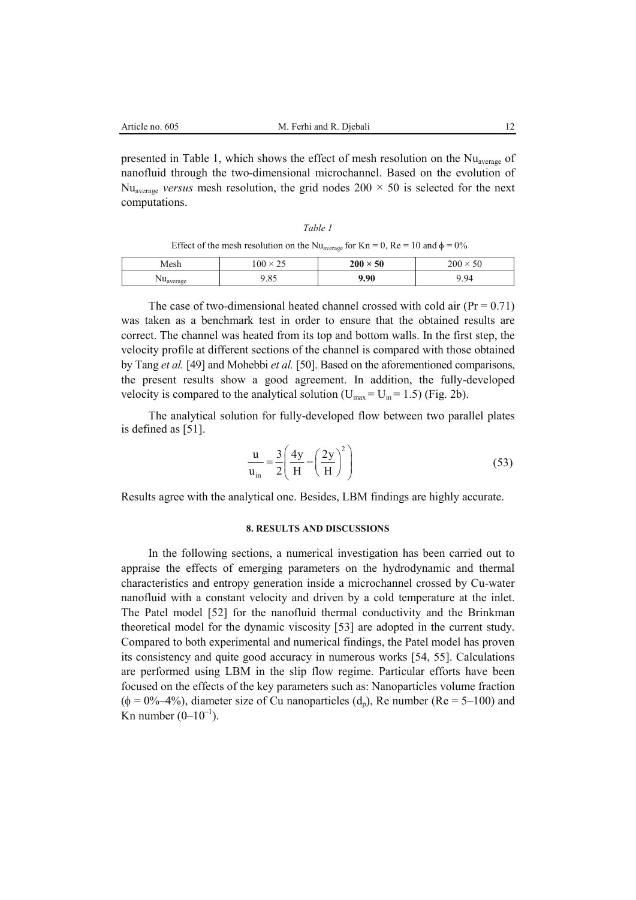presented in Table 1, which shows the effect of mesh resolution on the $Nu_{average}$ of nanofluid through the two-dimensional microchannel. Based on the evolution of $Nu_{average}$ *versus* mesh resolution, the grid nodes $200 \times 50$ is selected for the next computations.

*Table 1*

Effect of the mesh resolution on the $Nu_{average}$ for Kn = 0, Re = 10 and $\phi = 0\%$

| Mesh | $100 \times 25$ | **$200 \times 50$** | $200 \times 50$ |
|---|---|---|---|
| $Nu_{average}$ | 9.85 | **9.90** | 9.94 |

The case of two-dimensional heated channel crossed with cold air (Pr = 0.71) was taken as a benchmark test in order to ensure that the obtained results are correct. The channel was heated from its top and bottom walls. In the first step, the velocity profile at different sections of the channel is compared with those obtained by Tang *et al.* [49] and Mohebbi *et al.* [50]. Based on the aforementioned comparisons, the present results show a good agreement. In addition, the fully-developed velocity is compared to the analytical solution ($U_{max} = U_{in} = 1.5$) (Fig. 2b).

The analytical solution for fully-developed flow between two parallel plates is defined as [51].

$$\frac{u}{u_{in}} = \frac{3}{2}\left(\frac{4y}{H} - \left(\frac{2y}{H}\right)^2\right) \tag{53}$$

Results agree with the analytical one. Besides, LBM findings are highly accurate.

## 8. RESULTS AND DISCUSSIONS

In the following sections, a numerical investigation has been carried out to appraise the effects of emerging parameters on the hydrodynamic and thermal characteristics and entropy generation inside a microchannel crossed by Cu-water nanofluid with a constant velocity and driven by a cold temperature at the inlet. The Patel model [52] for the nanofluid thermal conductivity and the Brinkman theoretical model for the dynamic viscosity [53] are adopted in the current study. Compared to both experimental and numerical findings, the Patel model has proven its consistency and quite good accuracy in numerous works [54, 55]. Calculations are performed using LBM in the slip flow regime. Particular efforts have been focused on the effects of the key parameters such as: Nanoparticles volume fraction ($\phi = 0\%$–$4\%$), diameter size of Cu nanoparticles ($d_p$), Re number (Re = 5–100) and Kn number ($0$–$10^{-1}$).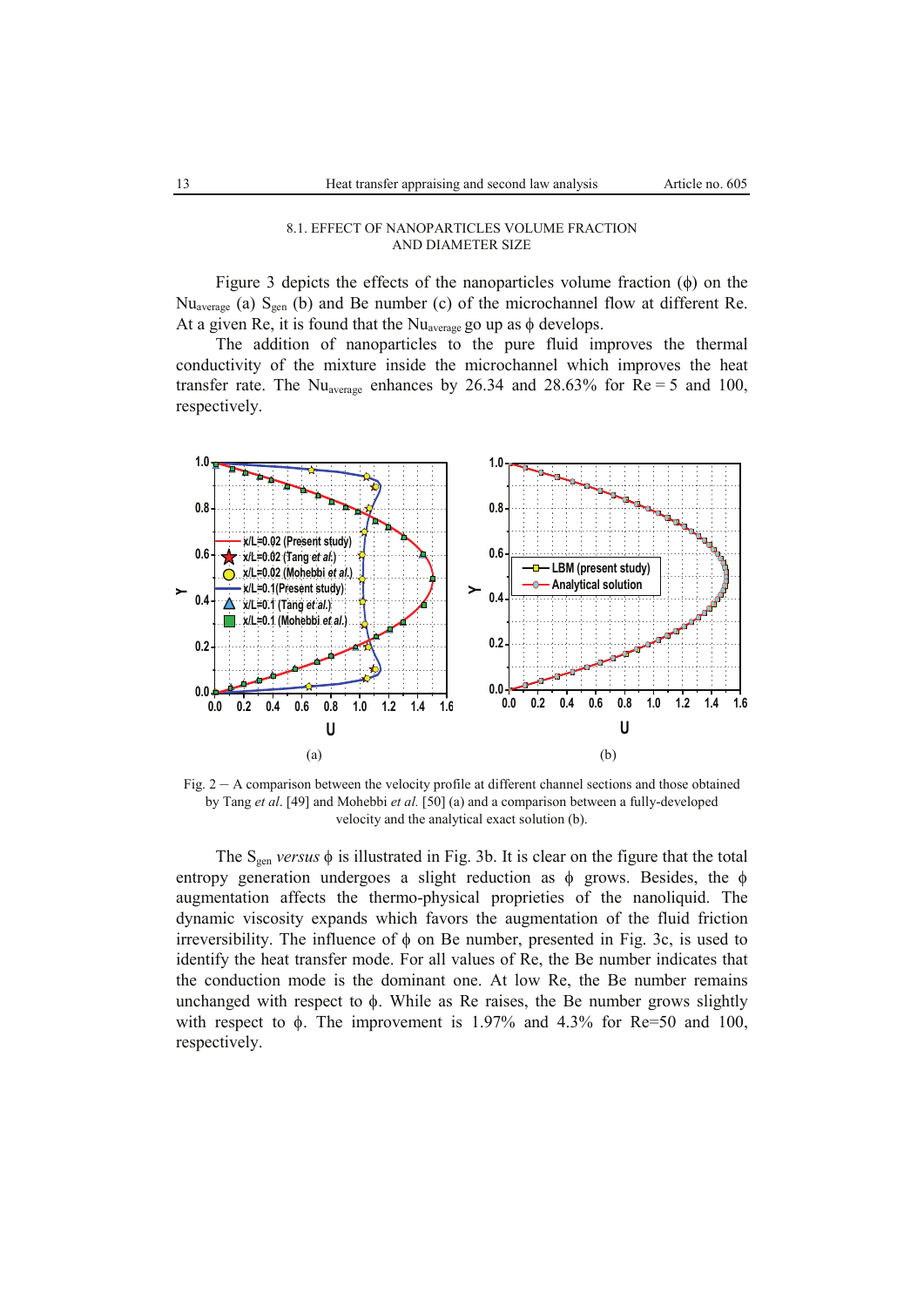### 8.1. EFFECT OF NANOPARTICLES VOLUME FRACTION AND DIAMETER SIZE

Figure 3 depicts the effects of the nanoparticles volume fraction ($\phi$) on the $Nu_{average}$ (a) $S_{gen}$ (b) and Be number (c) of the microchannel flow at different Re. At a given Re, it is found that the $Nu_{average}$ go up as $\phi$ develops.

The addition of nanoparticles to the pure fluid improves the thermal conductivity of the mixture inside the microchannel which improves the heat transfer rate. The $Nu_{average}$ enhances by 26.34 and 28.63% for Re = 5 and 100, respectively.

Fig. 2 – A comparison between the velocity profile at different channel sections and those obtained by Tang *et al*. [49] and Mohebbi *et al.* [50] (a) and a comparison between a fully-developed velocity and the analytical exact solution (b).

The $S_{gen}$ *versus* $\phi$ is illustrated in Fig. 3b. It is clear on the figure that the total entropy generation undergoes a slight reduction as $\phi$ grows. Besides, the $\phi$ augmentation affects the thermo-physical proprieties of the nanoliquid. The dynamic viscosity expands which favors the augmentation of the fluid friction irreversibility. The influence of $\phi$ on Be number, presented in Fig. 3c, is used to identify the heat transfer mode. For all values of Re, the Be number indicates that the conduction mode is the dominant one. At low Re, the Be number remains unchanged with respect to $\phi$. While as Re raises, the Be number grows slightly with respect to $\phi$. The improvement is 1.97% and 4.3% for Re=50 and 100, respectively.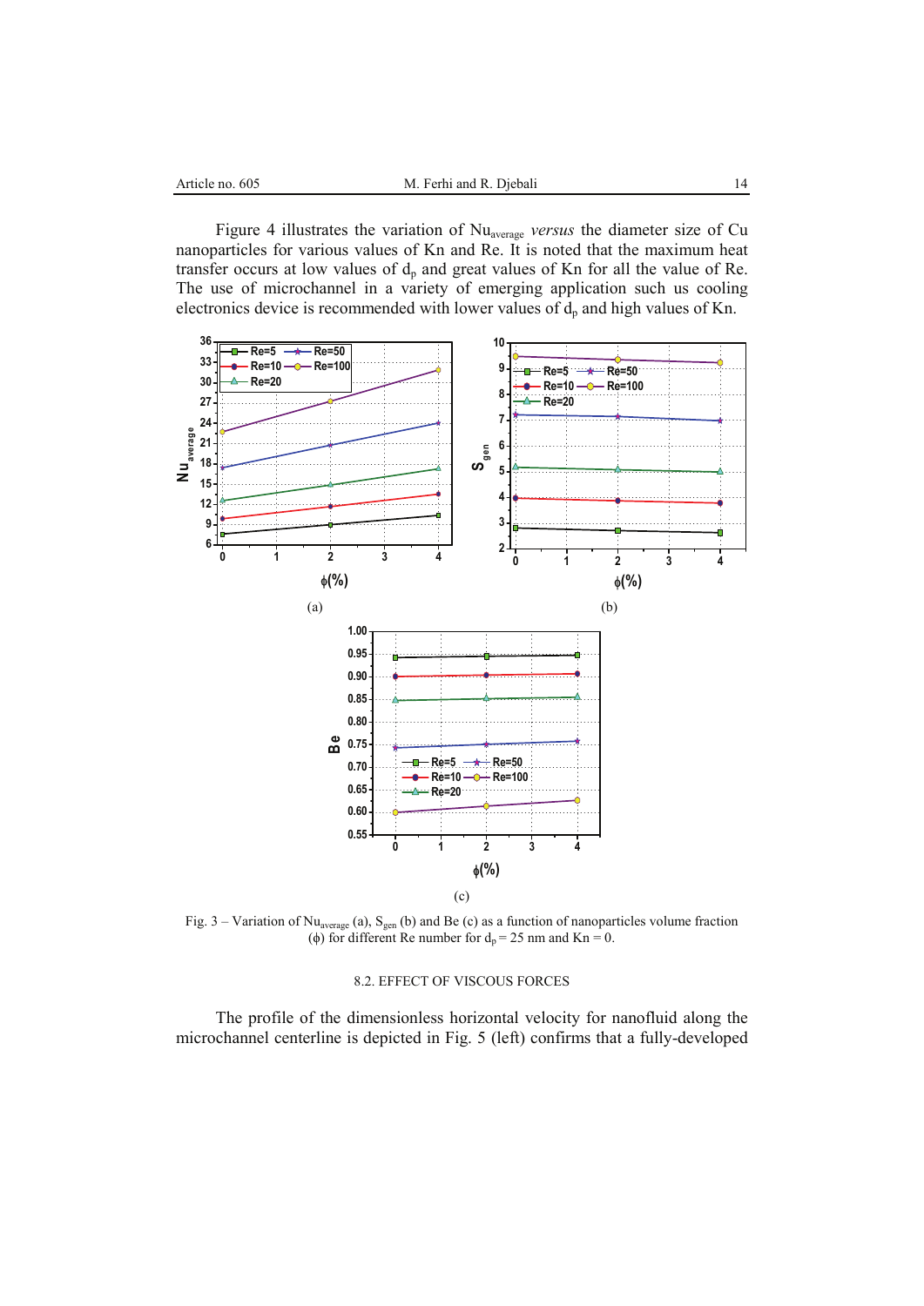Figure 4 illustrates the variation of $Nu_{average}$ *versus* the diameter size of Cu nanoparticles for various values of Kn and Re. It is noted that the maximum heat transfer occurs at low values of $d_p$ and great values of Kn for all the value of Re. The use of microchannel in a variety of emerging application such us cooling electronics device is recommended with lower values of $d_p$ and high values of Kn.

Fig. 3 – Variation of $Nu_{average}$ (a), $S_{gen}$ (b) and Be (c) as a function of nanoparticles volume fraction ($\phi$) for different Re number for $d_p$ = 25 nm and Kn = 0.

8.2. EFFECT OF VISCOUS FORCES

The profile of the dimensionless horizontal velocity for nanofluid along the microchannel centerline is depicted in Fig. 5 (left) confirms that a fully-developed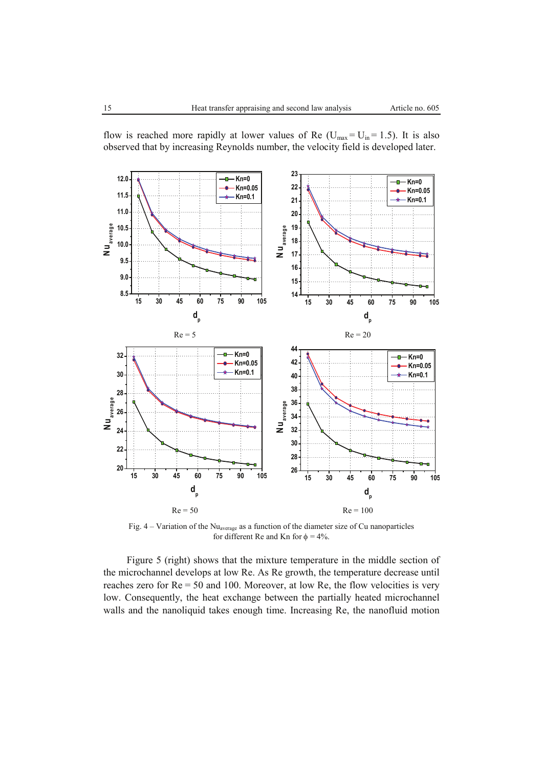flow is reached more rapidly at lower values of Re ($U_{max} = U_{in} = 1.5$). It is also observed that by increasing Reynolds number, the velocity field is developed later.

Re = 5

Re = 20

Re = 50

Re = 100

Fig. 4 – Variation of the $Nu_{average}$ as a function of the diameter size of Cu nanoparticles for different Re and Kn for $\phi = 4\%$.

Figure 5 (right) shows that the mixture temperature in the middle section of the microchannel develops at low Re. As Re growth, the temperature decrease until reaches zero for Re = 50 and 100. Moreover, at low Re, the flow velocities is very low. Consequently, the heat exchange between the partially heated microchannel walls and the nanoliquid takes enough time. Increasing Re, the nanofluid motion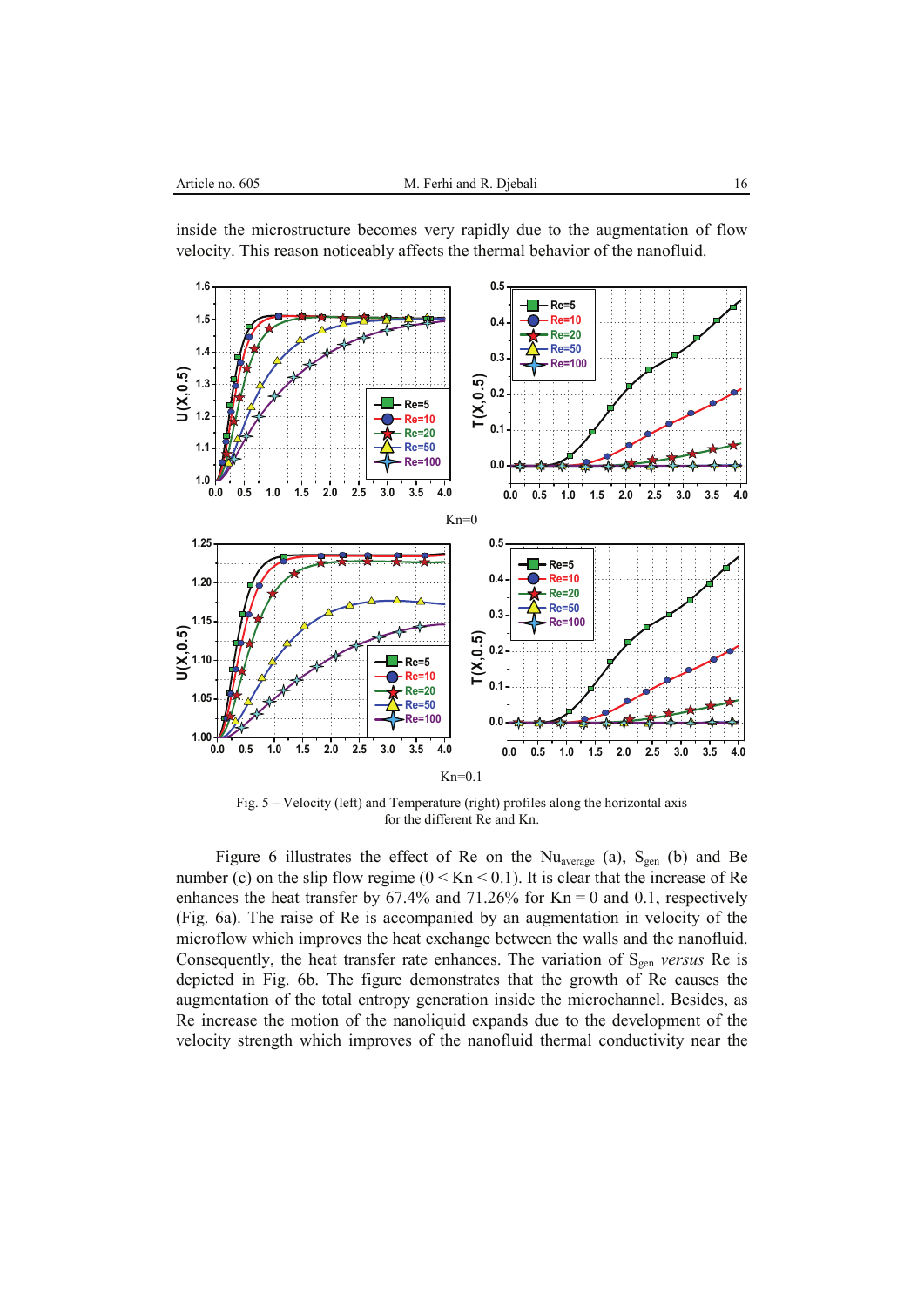inside the microstructure becomes very rapidly due to the augmentation of flow velocity. This reason noticeably affects the thermal behavior of the nanofluid.

Kn=0

Kn=0.1

Fig. 5 – Velocity (left) and Temperature (right) profiles along the horizontal axis for the different Re and Kn.

Figure 6 illustrates the effect of Re on the $Nu_{average}$ (a), $S_{gen}$ (b) and Be number (c) on the slip flow regime ($0 < Kn < 0.1$). It is clear that the increase of Re enhances the heat transfer by 67.4% and 71.26% for $Kn = 0$ and 0.1, respectively (Fig. 6a). The raise of Re is accompanied by an augmentation in velocity of the microflow which improves the heat exchange between the walls and the nanofluid. Consequently, the heat transfer rate enhances. The variation of $S_{gen}$ *versus* Re is depicted in Fig. 6b. The figure demonstrates that the growth of Re causes the augmentation of the total entropy generation inside the microchannel. Besides, as Re increase the motion of the nanoliquid expands due to the development of the velocity strength which improves of the nanofluid thermal conductivity near the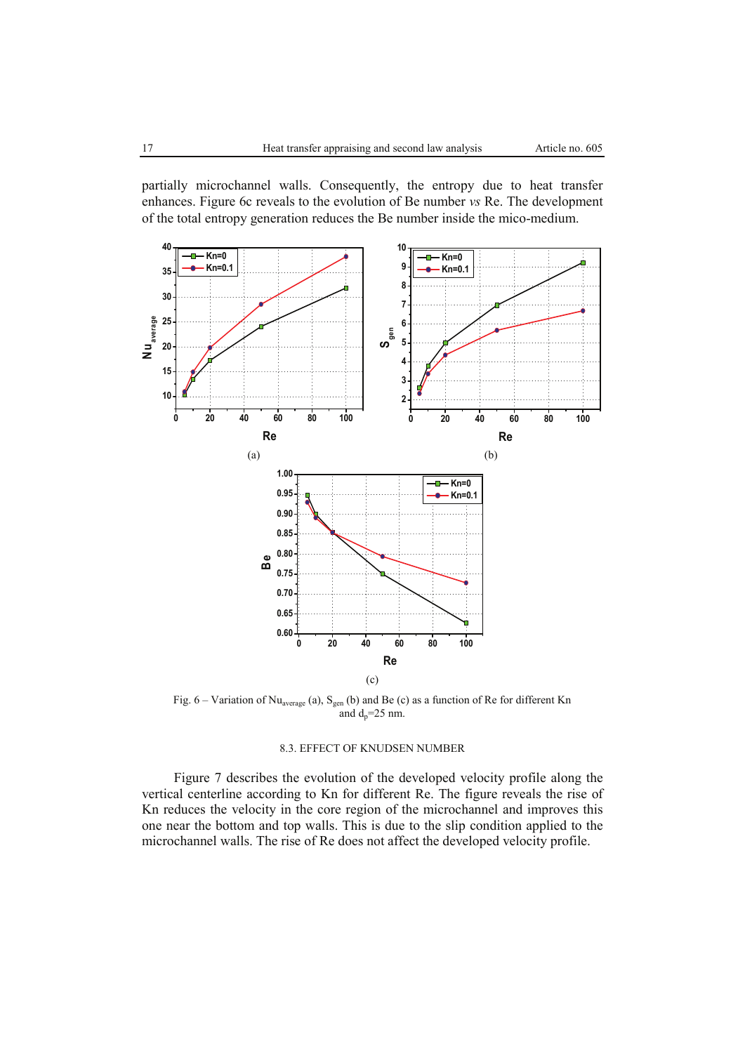partially microchannel walls. Consequently, the entropy due to heat transfer enhances. Figure 6c reveals to the evolution of Be number *vs* Re. The development of the total entropy generation reduces the Be number inside the mico-medium.

Fig. 6 – Variation of $Nu_{average}$ (a), $S_{gen}$ (b) and Be (c) as a function of Re for different Kn and $d_p$=25 nm.

### 8.3. EFFECT OF KNUDSEN NUMBER

Figure 7 describes the evolution of the developed velocity profile along the vertical centerline according to Kn for different Re. The figure reveals the rise of Kn reduces the velocity in the core region of the microchannel and improves this one near the bottom and top walls. This is due to the slip condition applied to the microchannel walls. The rise of Re does not affect the developed velocity profile.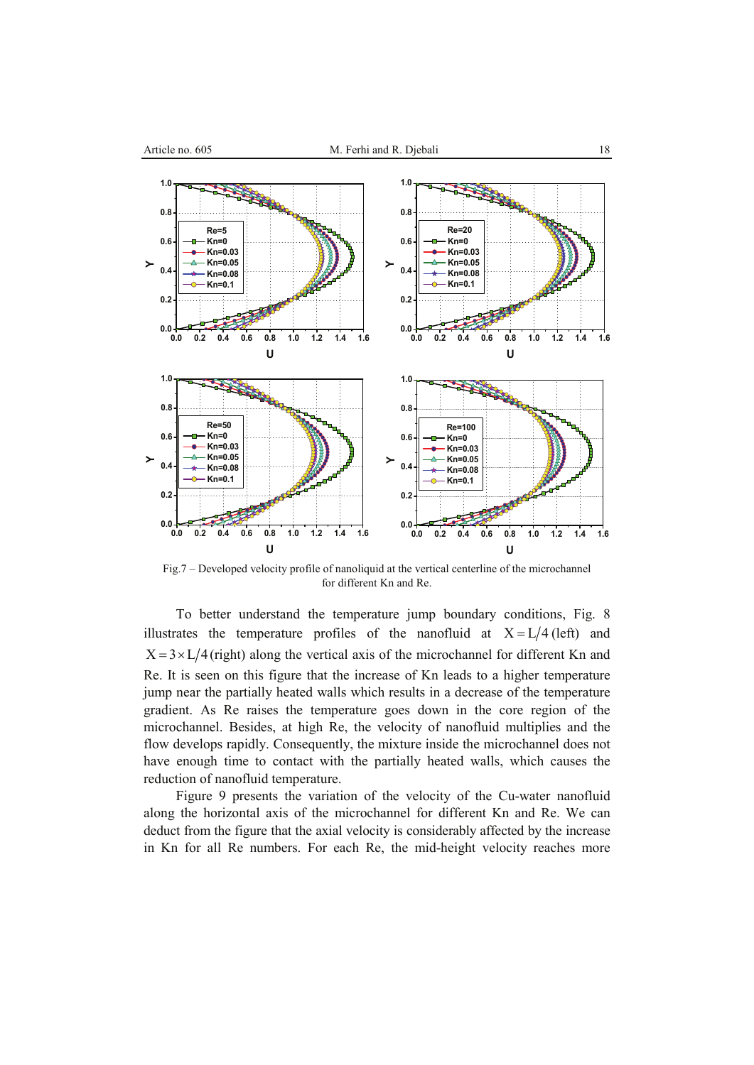Fig.7 – Developed velocity profile of nanoliquid at the vertical centerline of the microchannel for different Kn and Re.

To better understand the temperature jump boundary conditions, Fig. 8 illustrates the temperature profiles of the nanofluid at $X = L/4$ (left) and $X = 3 \times L/4$ (right) along the vertical axis of the microchannel for different Kn and Re. It is seen on this figure that the increase of Kn leads to a higher temperature jump near the partially heated walls which results in a decrease of the temperature gradient. As Re raises the temperature goes down in the core region of the microchannel. Besides, at high Re, the velocity of nanofluid multiplies and the flow develops rapidly. Consequently, the mixture inside the microchannel does not have enough time to contact with the partially heated walls, which causes the reduction of nanofluid temperature.

Figure 9 presents the variation of the velocity of the Cu-water nanofluid along the horizontal axis of the microchannel for different Kn and Re. We can deduct from the figure that the axial velocity is considerably affected by the increase in Kn for all Re numbers. For each Re, the mid-height velocity reaches more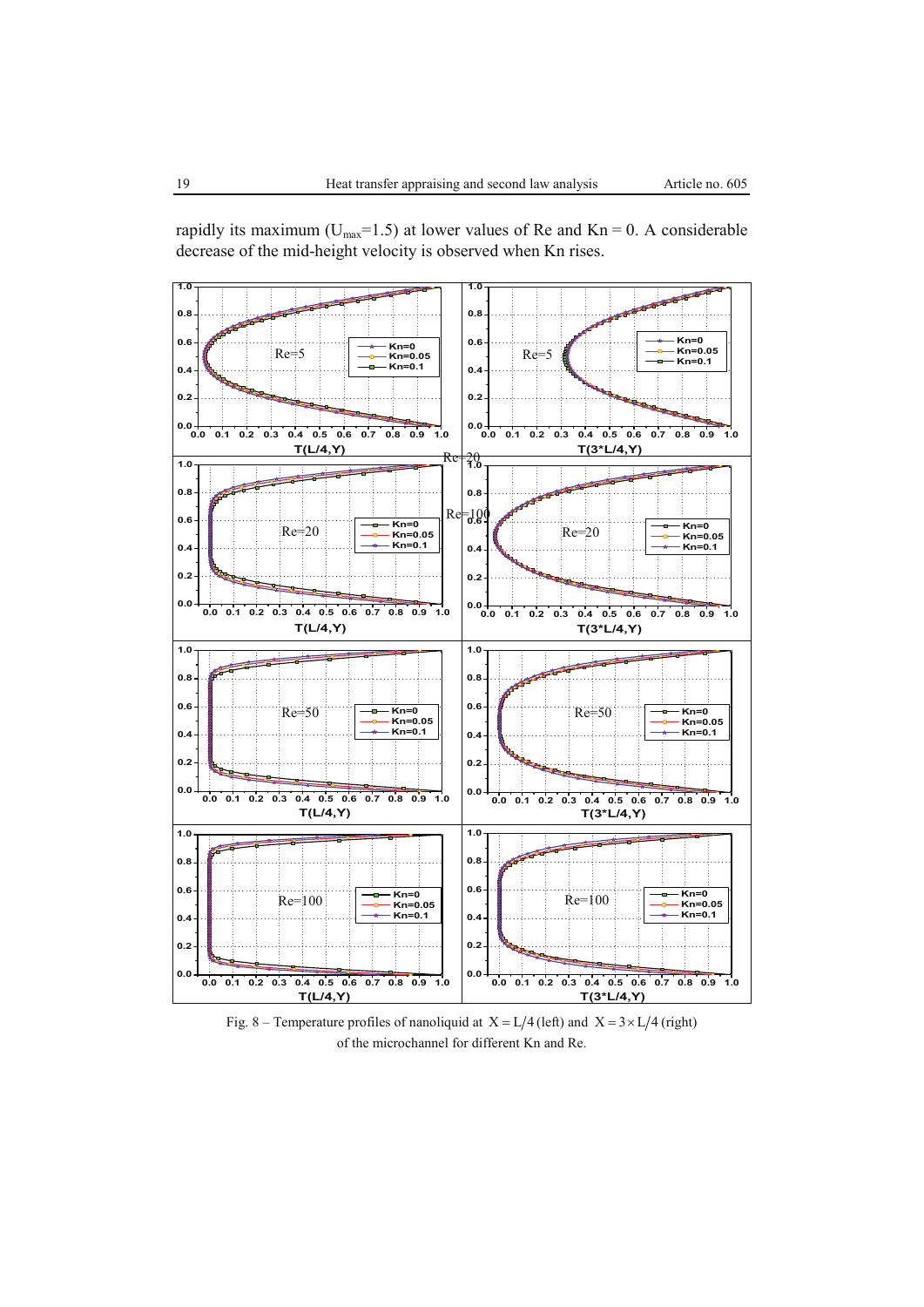rapidly its maximum ($U_{max}$=1.5) at lower values of Re and Kn = 0. A considerable decrease of the mid-height velocity is observed when Kn rises.

Fig. 8 – Temperature profiles of nanoliquid at $X = L/4$ (left) and $X = 3 \times L/4$ (right) of the microchannel for different Kn and Re.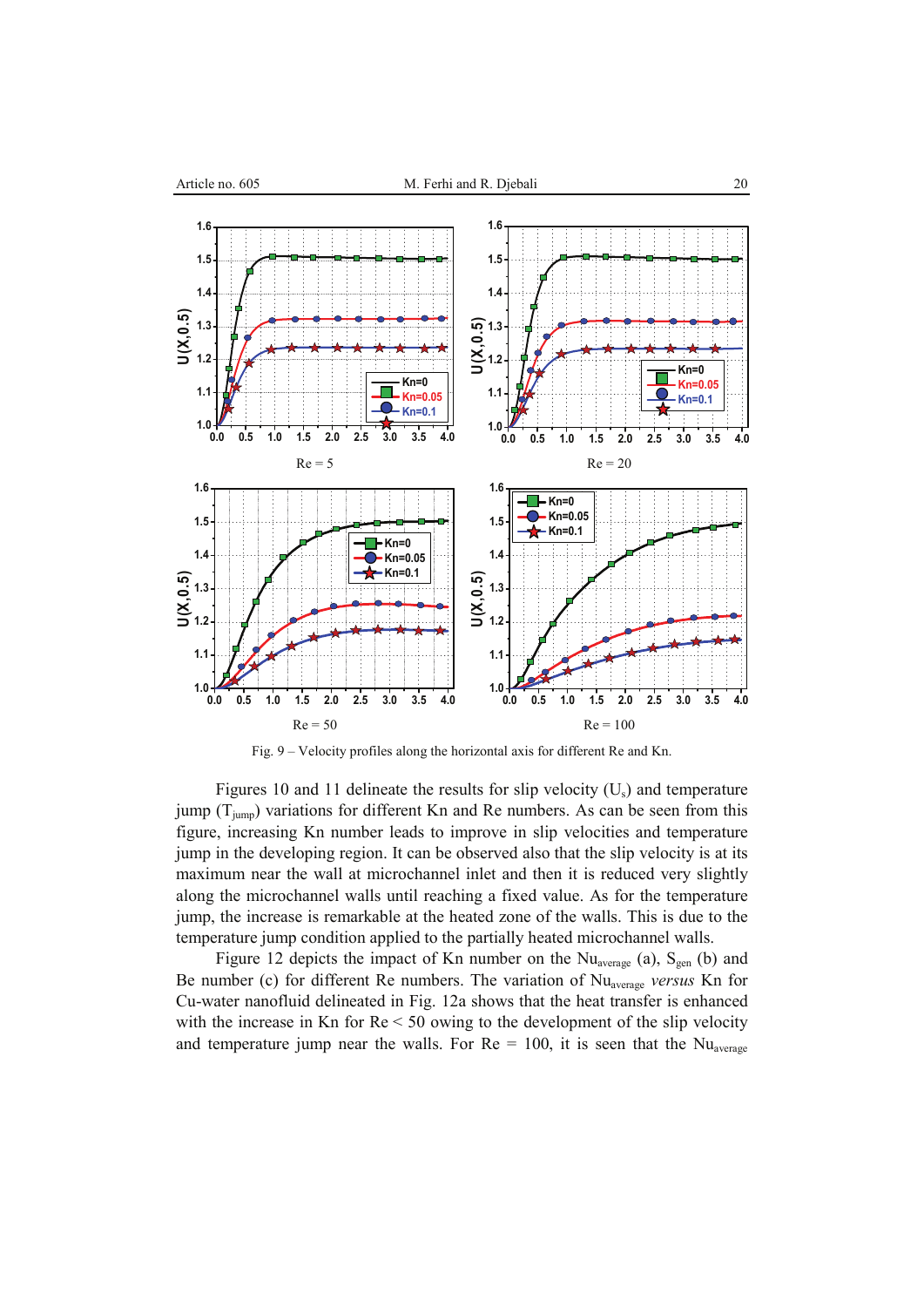Fig. 9 – Velocity profiles along the horizontal axis for different Re and Kn.

Figures 10 and 11 delineate the results for slip velocity ($U_s$) and temperature jump ($T_{jump}$) variations for different Kn and Re numbers. As can be seen from this figure, increasing Kn number leads to improve in slip velocities and temperature jump in the developing region. It can be observed also that the slip velocity is at its maximum near the wall at microchannel inlet and then it is reduced very slightly along the microchannel walls until reaching a fixed value. As for the temperature jump, the increase is remarkable at the heated zone of the walls. This is due to the temperature jump condition applied to the partially heated microchannel walls.

Figure 12 depicts the impact of Kn number on the $Nu_{average}$ (a), $S_{gen}$ (b) and Be number (c) for different Re numbers. The variation of $Nu_{average}$ *versus* Kn for Cu-water nanofluid delineated in Fig. 12a shows that the heat transfer is enhanced with the increase in Kn for Re < 50 owing to the development of the slip velocity and temperature jump near the walls. For Re = 100, it is seen that the $Nu_{average}$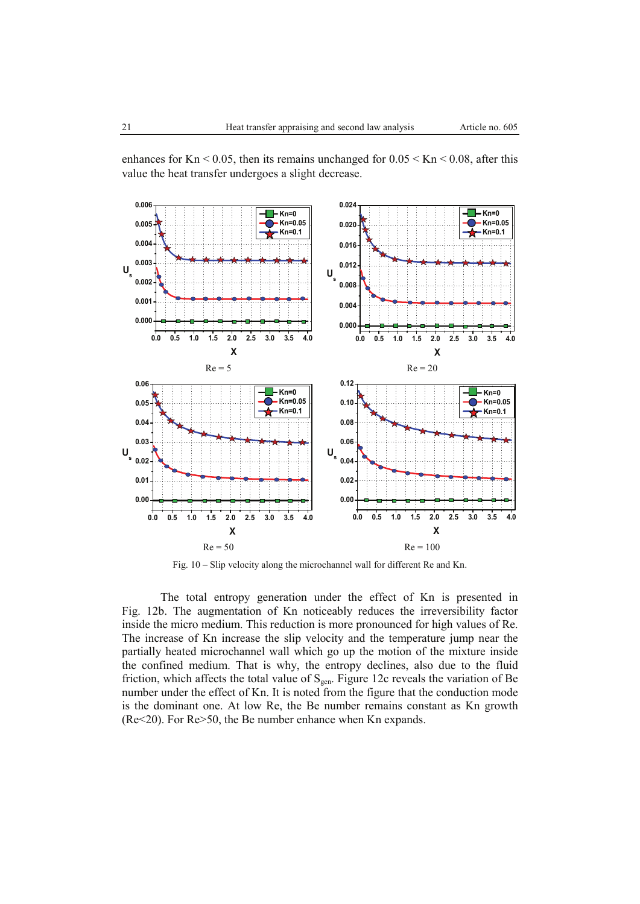enhances for $Kn < 0.05$, then its remains unchanged for $0.05 < Kn < 0.08$, after this value the heat transfer undergoes a slight decrease.

Re = 5

Re = 20

Re = 50

Re = 100

Fig. 10 – Slip velocity along the microchannel wall for different Re and Kn.

The total entropy generation under the effect of Kn is presented in Fig. 12b. The augmentation of Kn noticeably reduces the irreversibility factor inside the micro medium. This reduction is more pronounced for high values of Re. The increase of Kn increase the slip velocity and the temperature jump near the partially heated microchannel wall which go up the motion of the mixture inside the confined medium. That is why, the entropy declines, also due to the fluid friction, which affects the total value of $S_{gen}$. Figure 12c reveals the variation of Be number under the effect of Kn. It is noted from the figure that the conduction mode is the dominant one. At low Re, the Be number remains constant as Kn growth ($Re<20$). For $Re>50$, the Be number enhance when Kn expands.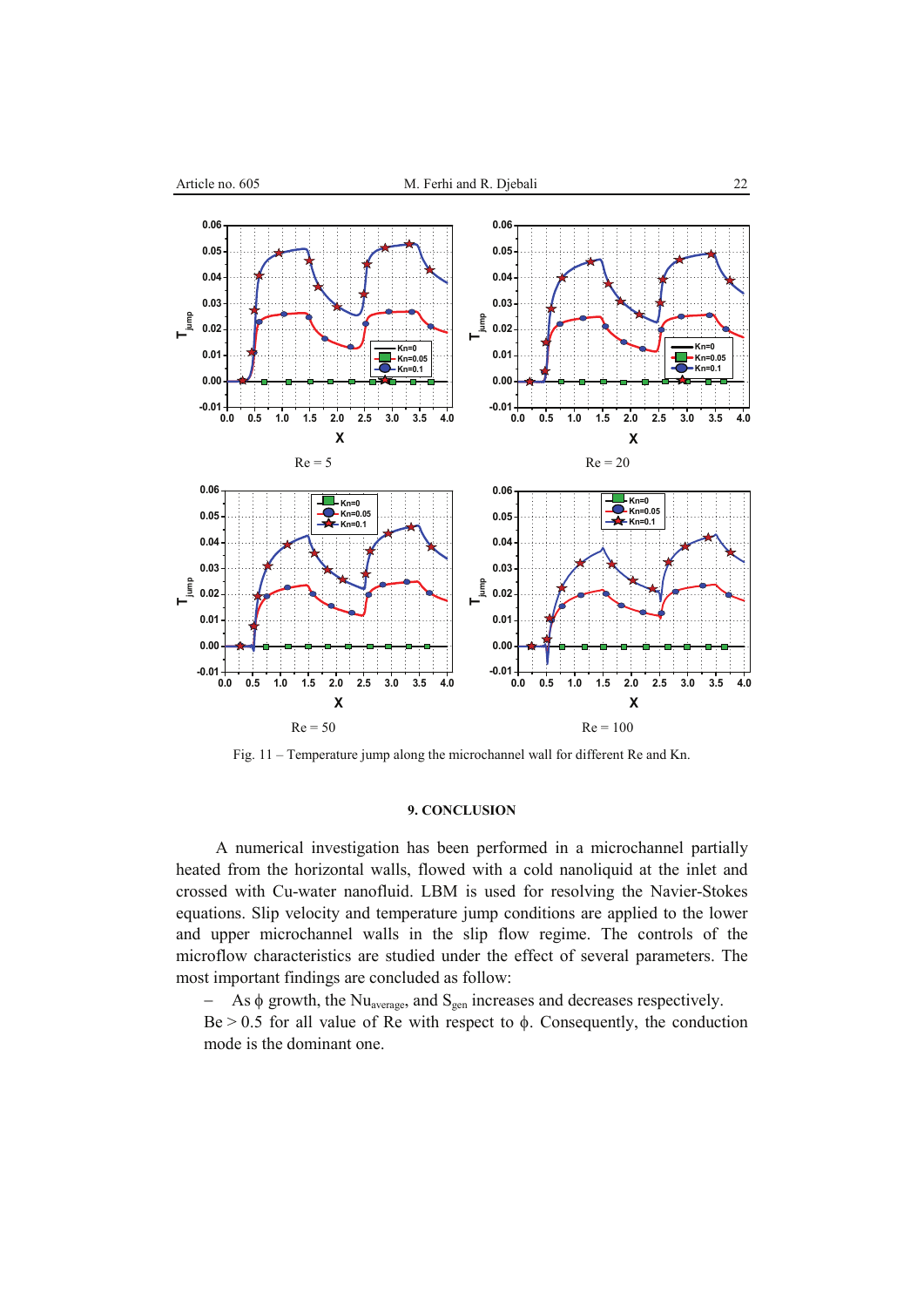Re = 5

Re = 20

Re = 50

Re = 100

Fig. 11 – Temperature jump along the microchannel wall for different Re and Kn.

## 9. CONCLUSION

A numerical investigation has been performed in a microchannel partially heated from the horizontal walls, flowed with a cold nanoliquid at the inlet and crossed with Cu-water nanofluid. LBM is used for resolving the Navier-Stokes equations. Slip velocity and temperature jump conditions are applied to the lower and upper microchannel walls in the slip flow regime. The controls of the microflow characteristics are studied under the effect of several parameters. The most important findings are concluded as follow:

– As $\phi$ growth, the $Nu_{average}$, and $S_{gen}$ increases and decreases respectively. Be > 0.5 for all value of Re with respect to $\phi$. Consequently, the conduction mode is the dominant one.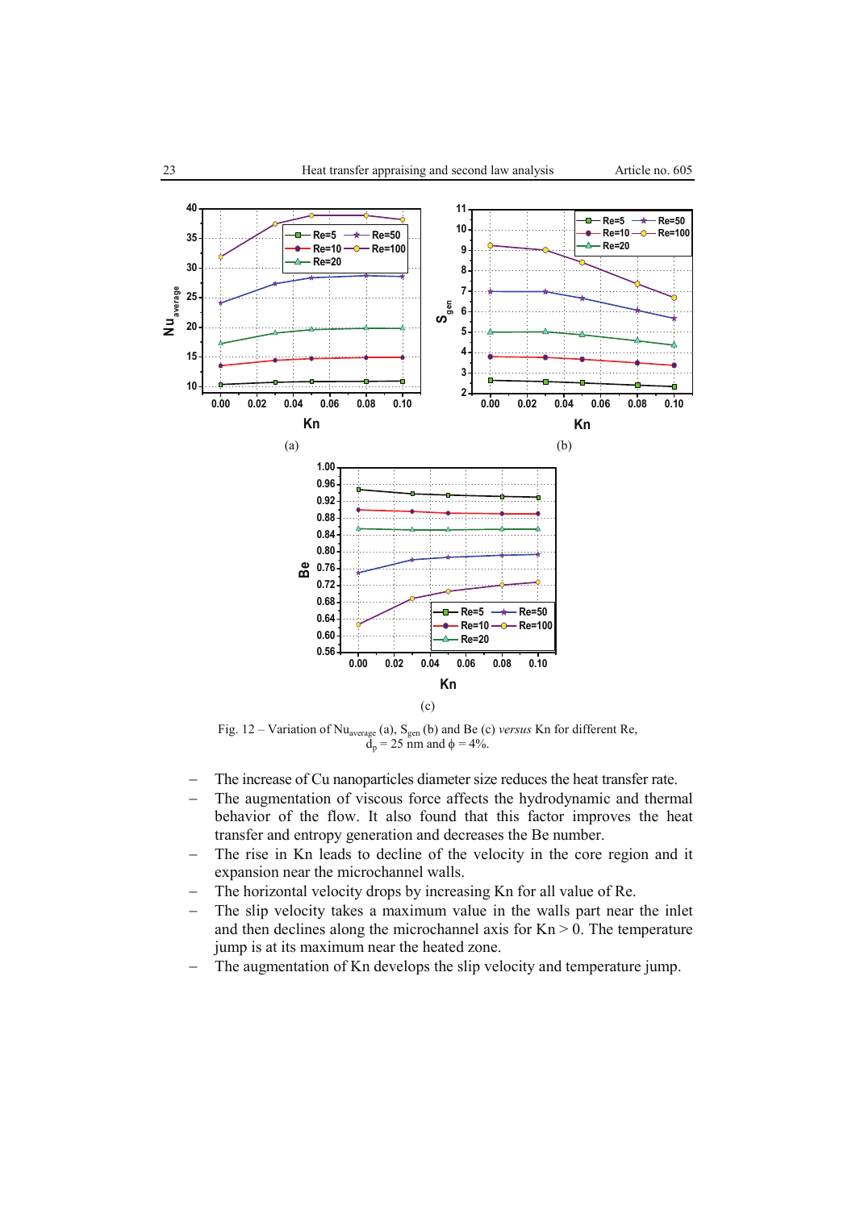Fig. 12 – Variation of $Nu_{average}$ (a), $S_{gen}$ (b) and Be (c) *versus* Kn for different Re, $d_p$ = 25 nm and $\phi$ = 4%.

- The increase of Cu nanoparticles diameter size reduces the heat transfer rate.
- The augmentation of viscous force affects the hydrodynamic and thermal behavior of the flow. It also found that this factor improves the heat transfer and entropy generation and decreases the Be number.
- The rise in Kn leads to decline of the velocity in the core region and it expansion near the microchannel walls.
- The horizontal velocity drops by increasing Kn for all value of Re.
- The slip velocity takes a maximum value in the walls part near the inlet and then declines along the microchannel axis for Kn > 0. The temperature jump is at its maximum near the heated zone.
- The augmentation of Kn develops the slip velocity and temperature jump.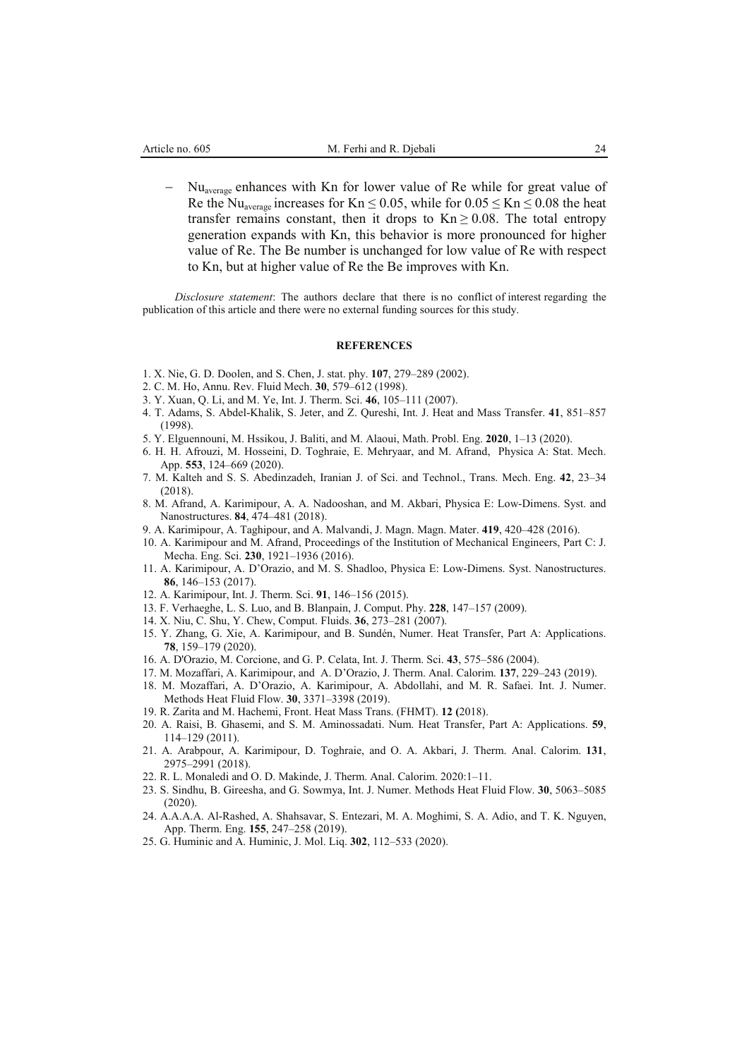- $Nu_{average}$ enhances with Kn for lower value of Re while for great value of Re the $Nu_{average}$ increases for $Kn \leq 0.05$, while for $0.05 \leq Kn \leq 0.08$ the heat transfer remains constant, then it drops to $Kn \geq 0.08$. The total entropy generation expands with Kn, this behavior is more pronounced for higher value of Re. The Be number is unchanged for low value of Re with respect to Kn, but at higher value of Re the Be improves with Kn.

*Disclosure statement*: The authors declare that there is no conflict of interest regarding the publication of this article and there were no external funding sources for this study.

## REFERENCES

1. X. Nie, G. D. Doolen, and S. Chen, J. stat. phy. **107**, 279–289 (2002).
2. C. M. Ho, Annu. Rev. Fluid Mech. **30**, 579–612 (1998).
3. Y. Xuan, Q. Li, and M. Ye, Int. J. Therm. Sci. **46**, 105–111 (2007).
4. T. Adams, S. Abdel-Khalik, S. Jeter, and Z. Qureshi, Int. J. Heat and Mass Transfer. **41**, 851–857 (1998).
5. Y. Elguennouni, M. Hssikou, J. Baliti, and M. Alaoui, Math. Probl. Eng. **2020**, 1–13 (2020).
6. H. H. Afrouzi, M. Hosseini, D. Toghraie, E. Mehryaar, and M. Afrand, Physica A: Stat. Mech. App. **553**, 124–669 (2020).
7. M. Kalteh and S. S. Abedinzadeh, Iranian J. of Sci. and Technol., Trans. Mech. Eng. **42**, 23–34 (2018).
8. M. Afrand, A. Karimipour, A. A. Nadooshan, and M. Akbari, Physica E: Low-Dimens. Syst. and Nanostructures. **84**, 474–481 (2018).
9. A. Karimipour, A. Taghipour, and A. Malvandi, J. Magn. Magn. Mater. **419**, 420–428 (2016).
10. A. Karimipour and M. Afrand, Proceedings of the Institution of Mechanical Engineers, Part C: J. Mecha. Eng. Sci. **230**, 1921–1936 (2016).
11. A. Karimipour, A. D'Orazio, and M. S. Shadloo, Physica E: Low-Dimens. Syst. Nanostructures. **86**, 146–153 (2017).
12. A. Karimipour, Int. J. Therm. Sci. **91**, 146–156 (2015).
13. F. Verhaeghe, L. S. Luo, and B. Blanpain, J. Comput. Phy. **228**, 147–157 (2009).
14. X. Niu, C. Shu, Y. Chew, Comput. Fluids. **36**, 273–281 (2007).
15. Y. Zhang, G. Xie, A. Karimipour, and B. Sundén, Numer. Heat Transfer, Part A: Applications. **78**, 159–179 (2020).
16. A. D'Orazio, M. Corcione, and G. P. Celata, Int. J. Therm. Sci. **43**, 575–586 (2004).
17. M. Mozaffari, A. Karimipour, and A. D'Orazio, J. Therm. Anal. Calorim. **137**, 229–243 (2019).
18. M. Mozaffari, A. D'Orazio, A. Karimipour, A. Abdollahi, and M. R. Safaei. Int. J. Numer. Methods Heat Fluid Flow. **30**, 3371–3398 (2019).
19. R. Zarita and M. Hachemi, Front. Heat Mass Trans. (FHMT). **12 (**2018).
20. A. Raisi, B. Ghasemi, and S. M. Aminossadati. Num. Heat Transfer, Part A: Applications. **59**, 114–129 (2011).
21. A. Arabpour, A. Karimipour, D. Toghraie, and O. A. Akbari, J. Therm. Anal. Calorim. **131**, 2975–2991 (2018).
22. R. L. Monaledi and O. D. Makinde, J. Therm. Anal. Calorim. 2020:1–11.
23. S. Sindhu, B. Gireesha, and G. Sowmya, Int. J. Numer. Methods Heat Fluid Flow. **30**, 5063–5085 (2020).
24. A.A.A.A. Al-Rashed, A. Shahsavar, S. Entezari, M. A. Moghimi, S. A. Adio, and T. K. Nguyen, App. Therm. Eng. **155**, 247–258 (2019).
25. G. Huminic and A. Huminic, J. Mol. Liq. **302**, 112–533 (2020).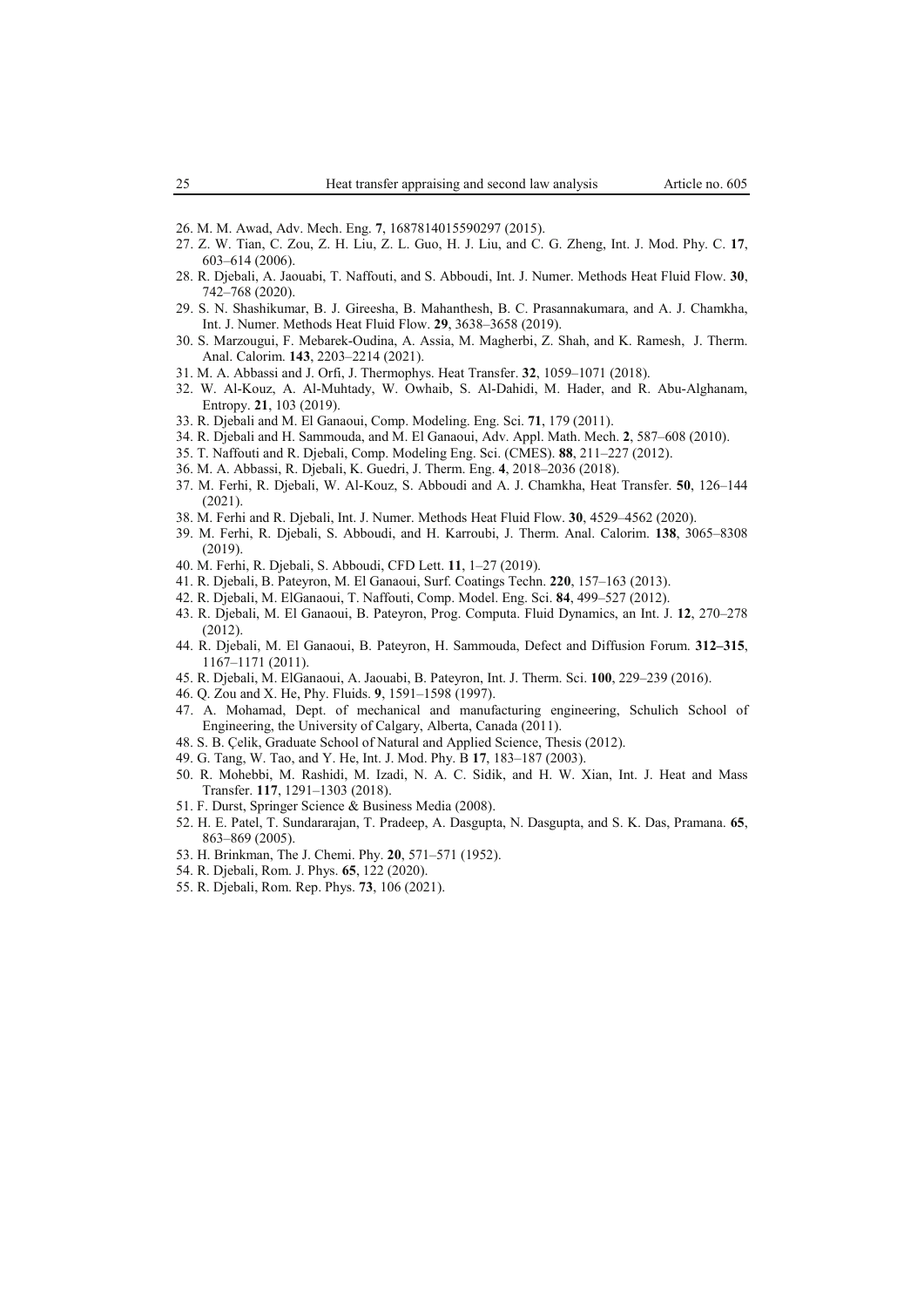26. M. M. Awad, Adv. Mech. Eng. **7**, 1687814015590297 (2015).
27. Z. W. Tian, C. Zou, Z. H. Liu, Z. L. Guo, H. J. Liu, and C. G. Zheng, Int. J. Mod. Phy. C. **17**, 603–614 (2006).
28. R. Djebali, A. Jaouabi, T. Naffouti, and S. Abboudi, Int. J. Numer. Methods Heat Fluid Flow. **30**, 742–768 (2020).
29. S. N. Shashikumar, B. J. Gireesha, B. Mahanthesh, B. C. Prasannakumara, and A. J. Chamkha, Int. J. Numer. Methods Heat Fluid Flow. **29**, 3638–3658 (2019).
30. S. Marzougui, F. Mebarek-Oudina, A. Assia, M. Magherbi, Z. Shah, and K. Ramesh, J. Therm. Anal. Calorim. **143**, 2203–2214 (2021).
31. M. A. Abbassi and J. Orfi, J. Thermophys. Heat Transfer. **32**, 1059–1071 (2018).
32. W. Al-Kouz, A. Al-Muhtady, W. Owhaib, S. Al-Dahidi, M. Hader, and R. Abu-Alghanam, Entropy. **21**, 103 (2019).
33. R. Djebali and M. El Ganaoui, Comp. Modeling. Eng. Sci. **71**, 179 (2011).
34. R. Djebali and H. Sammouda, and M. El Ganaoui, Adv. Appl. Math. Mech. **2**, 587–608 (2010).
35. T. Naffouti and R. Djebali, Comp. Modeling Eng. Sci. (CMES). **88**, 211–227 (2012).
36. M. A. Abbassi, R. Djebali, K. Guedri, J. Therm. Eng. **4**, 2018–2036 (2018).
37. M. Ferhi, R. Djebali, W. Al-Kouz, S. Abboudi and A. J. Chamkha, Heat Transfer. **50**, 126–144 (2021).
38. M. Ferhi and R. Djebali, Int. J. Numer. Methods Heat Fluid Flow. **30**, 4529–4562 (2020).
39. M. Ferhi, R. Djebali, S. Abboudi, and H. Karroubi, J. Therm. Anal. Calorim. **138**, 3065–8308 (2019).
40. M. Ferhi, R. Djebali, S. Abboudi, CFD Lett. **11**, 1–27 (2019).
41. R. Djebali, B. Pateyron, M. El Ganaoui, Surf. Coatings Techn. **220**, 157–163 (2013).
42. R. Djebali, M. ElGanaoui, T. Naffouti, Comp. Model. Eng. Sci. **84**, 499–527 (2012).
43. R. Djebali, M. El Ganaoui, B. Pateyron, Prog. Computa. Fluid Dynamics, an Int. J. **12**, 270–278 (2012).
44. R. Djebali, M. El Ganaoui, B. Pateyron, H. Sammouda, Defect and Diffusion Forum. **312–315**, 1167–1171 (2011).
45. R. Djebali, M. ElGanaoui, A. Jaouabi, B. Pateyron, Int. J. Therm. Sci. **100**, 229–239 (2016).
46. Q. Zou and X. He, Phy. Fluids. **9**, 1591–1598 (1997).
47. A. Mohamad, Dept. of mechanical and manufacturing engineering, Schulich School of Engineering, the University of Calgary, Alberta, Canada (2011).
48. S. B. Çelik, Graduate School of Natural and Applied Science, Thesis (2012).
49. G. Tang, W. Tao, and Y. He, Int. J. Mod. Phy. B **17**, 183–187 (2003).
50. R. Mohebbi, M. Rashidi, M. Izadi, N. A. C. Sidik, and H. W. Xian, Int. J. Heat and Mass Transfer. **117**, 1291–1303 (2018).
51. F. Durst, Springer Science & Business Media (2008).
52. H. E. Patel, T. Sundararajan, T. Pradeep, A. Dasgupta, N. Dasgupta, and S. K. Das, Pramana. **65**, 863–869 (2005).
53. H. Brinkman, The J. Chemi. Phy. **20**, 571–571 (1952).
54. R. Djebali, Rom. J. Phys. **65**, 122 (2020).
55. R. Djebali, Rom. Rep. Phys. **73**, 106 (2021).